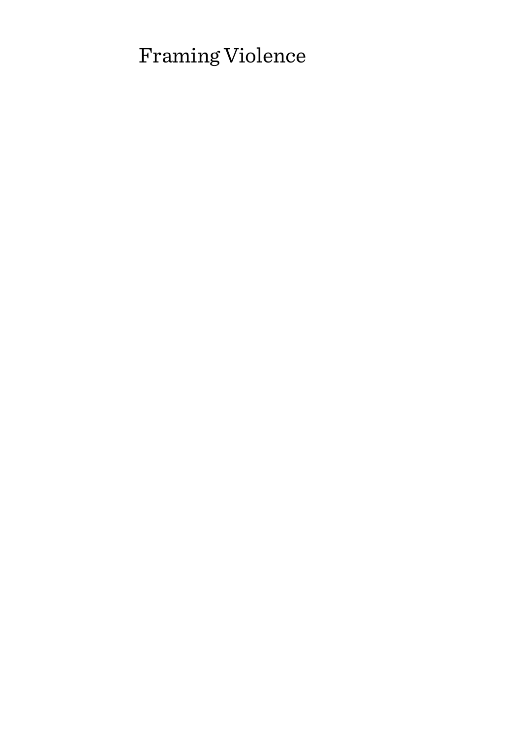# Framing Violence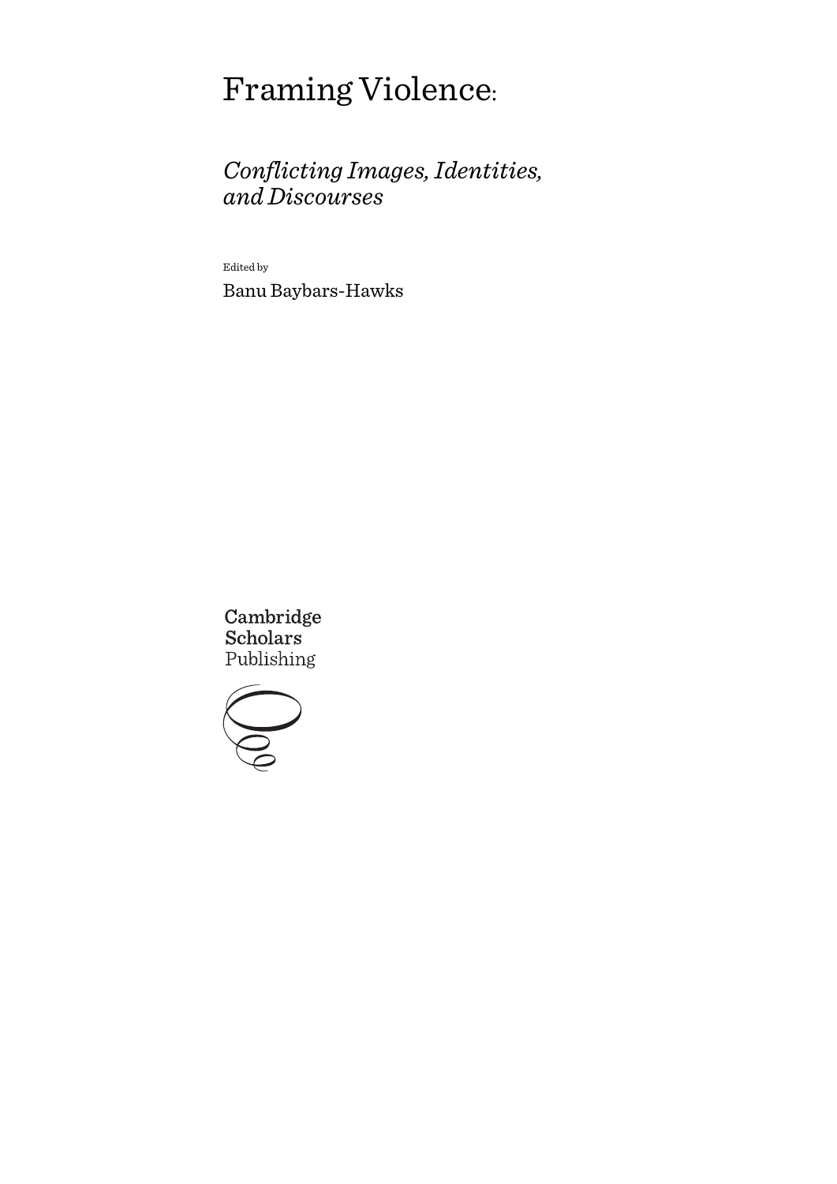# Framing Violence:

## *Conflicting Images, Identities, and Discourses*

Edited by

Banu Baybars-Hawks

Cambridge Scholars Publishing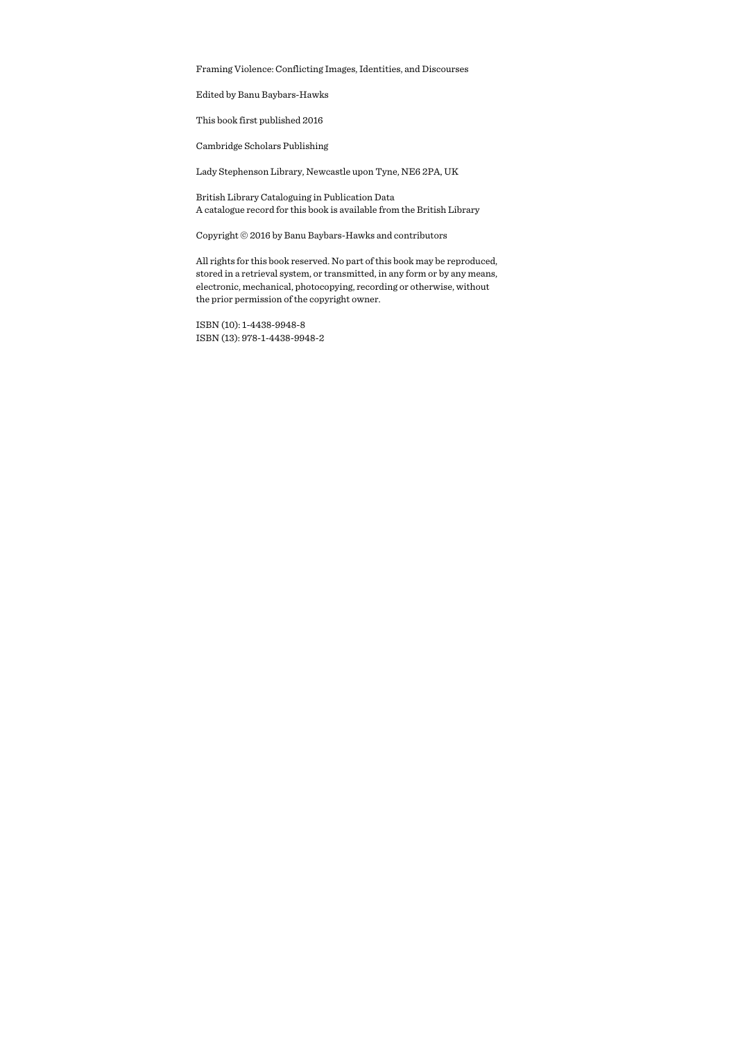Framing Violence: Conflicting Images, Identities, and Discourses

Edited by Banu Baybars-Hawks

This book first published 2016

Cambridge Scholars Publishing

Lady Stephenson Library, Newcastle upon Tyne, NE6 2PA, UK

British Library Cataloguing in Publication Data
A catalogue record for this book is available from the British Library

Copyright © 2016 by Banu Baybars-Hawks and contributors

All rights for this book reserved. No part of this book may be reproduced, stored in a retrieval system, or transmitted, in any form or by any means, electronic, mechanical, photocopying, recording or otherwise, without the prior permission of the copyright owner.

ISBN (10): 1-4438-9948-8
ISBN (13): 978-1-4438-9948-2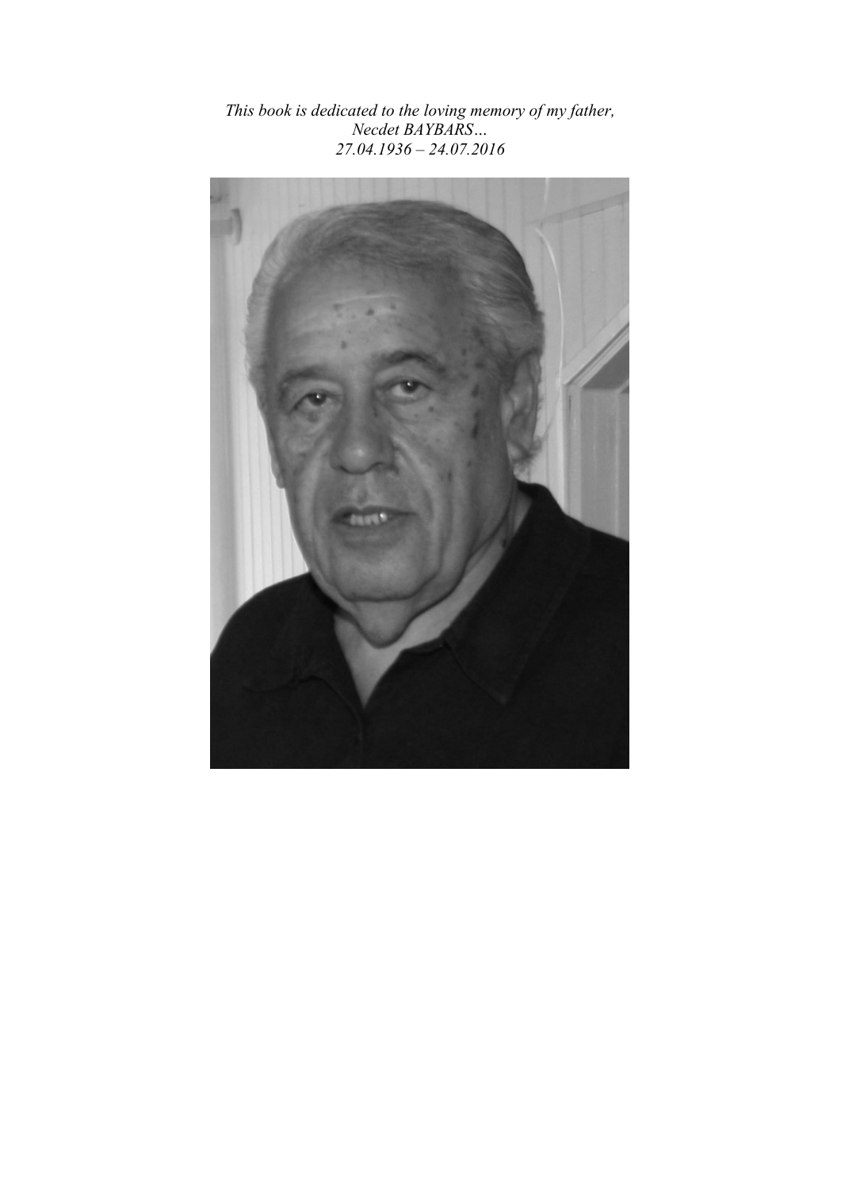*This book is dedicated to the loving memory of my father,*
*Necdet BAYBARS…*
*27.04.1936 – 24.07.2016*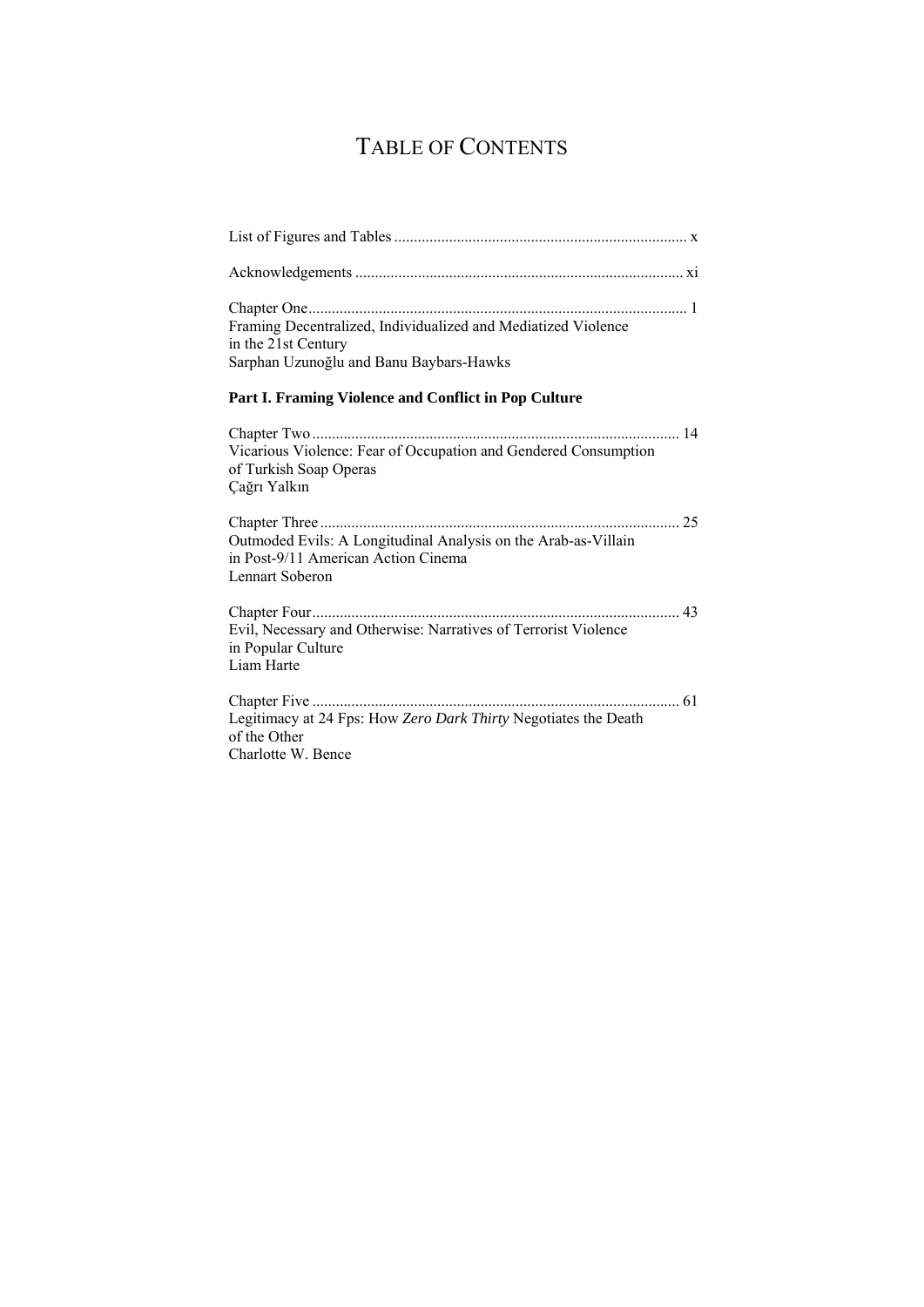# TABLE OF CONTENTS

List of Figures and Tables .......................................................................... x

Acknowledgements ................................................................................... xi

Chapter One ................................................................................................ 1
Framing Decentralized, Individualized and Mediatized Violence in the 21st Century
Sarphan Uzunoğlu and Banu Baybars-Hawks

## Part I. Framing Violence and Conflict in Pop Culture

Chapter Two ............................................................................................. 14
Vicarious Violence: Fear of Occupation and Gendered Consumption of Turkish Soap Operas
Çağrı Yalkın

Chapter Three ........................................................................................... 25
Outmoded Evils: A Longitudinal Analysis on the Arab-as-Villain in Post-9/11 American Action Cinema
Lennart Soberon

Chapter Four ............................................................................................. 43
Evil, Necessary and Otherwise: Narratives of Terrorist Violence in Popular Culture
Liam Harte

Chapter Five ............................................................................................. 61
Legitimacy at 24 Fps: How *Zero Dark Thirty* Negotiates the Death of the Other
Charlotte W. Bence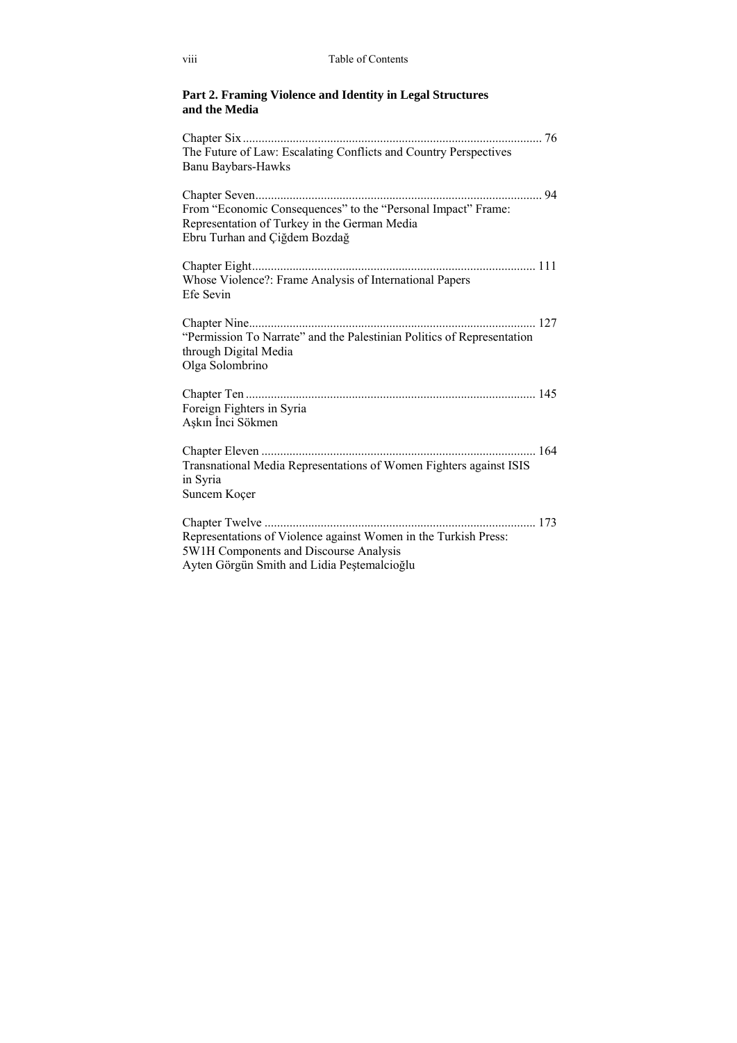**Part 2. Framing Violence and Identity in Legal Structures and the Media**

Chapter Six ........................................................................................ 76
The Future of Law: Escalating Conflicts and Country Perspectives
Banu Baybars-Hawks

Chapter Seven..................................................................................... 94
From "Economic Consequences" to the "Personal Impact" Frame:
Representation of Turkey in the German Media
Ebru Turhan and Çiğdem Bozdağ

Chapter Eight..................................................................................... 111
Whose Violence?: Frame Analysis of International Papers
Efe Sevin

Chapter Nine...................................................................................... 127
"Permission To Narrate" and the Palestinian Politics of Representation through Digital Media
Olga Solombrino

Chapter Ten ....................................................................................... 145
Foreign Fighters in Syria
Aşkın İnci Sökmen

Chapter Eleven .................................................................................. 164
Transnational Media Representations of Women Fighters against ISIS in Syria
Suncem Koçer

Chapter Twelve ................................................................................. 173
Representations of Violence against Women in the Turkish Press:
5W1H Components and Discourse Analysis
Ayten Görgün Smith and Lidia Peştemalcioğlu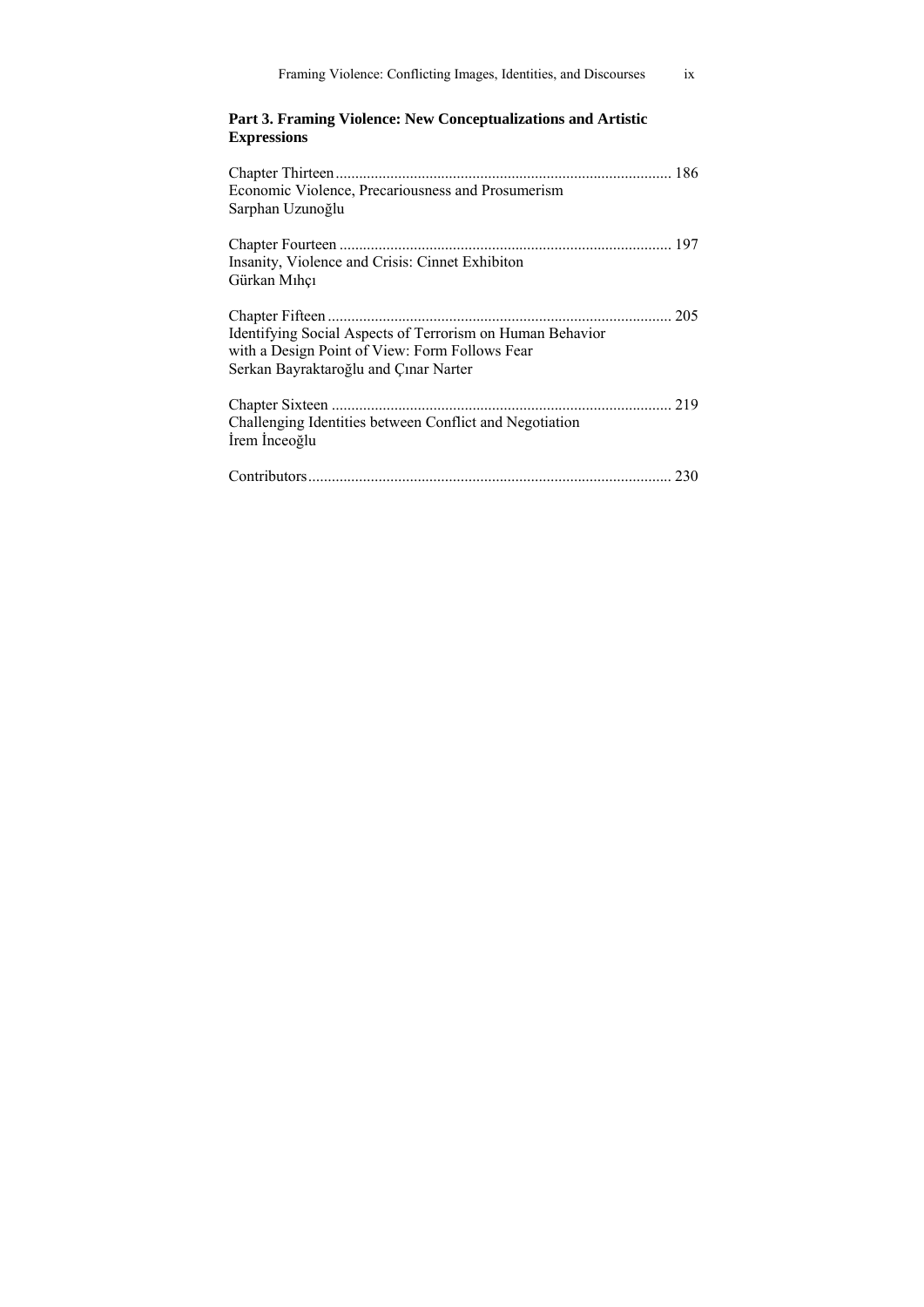**Part 3. Framing Violence: New Conceptualizations and Artistic Expressions**

Chapter Thirteen ..................................................................................... 186
Economic Violence, Precariousness and Prosumerism
Sarphan Uzunoğlu

Chapter Fourteen .................................................................................... 197
Insanity, Violence and Crisis: Cinnet Exhibiton
Gürkan Mıhçı

Chapter Fifteen ....................................................................................... 205
Identifying Social Aspects of Terrorism on Human Behavior with a Design Point of View: Form Follows Fear
Serkan Bayraktaroğlu and Çınar Narter

Chapter Sixteen ...................................................................................... 219
Challenging Identities between Conflict and Negotiation
İrem İnceoğlu

Contributors............................................................................................ 230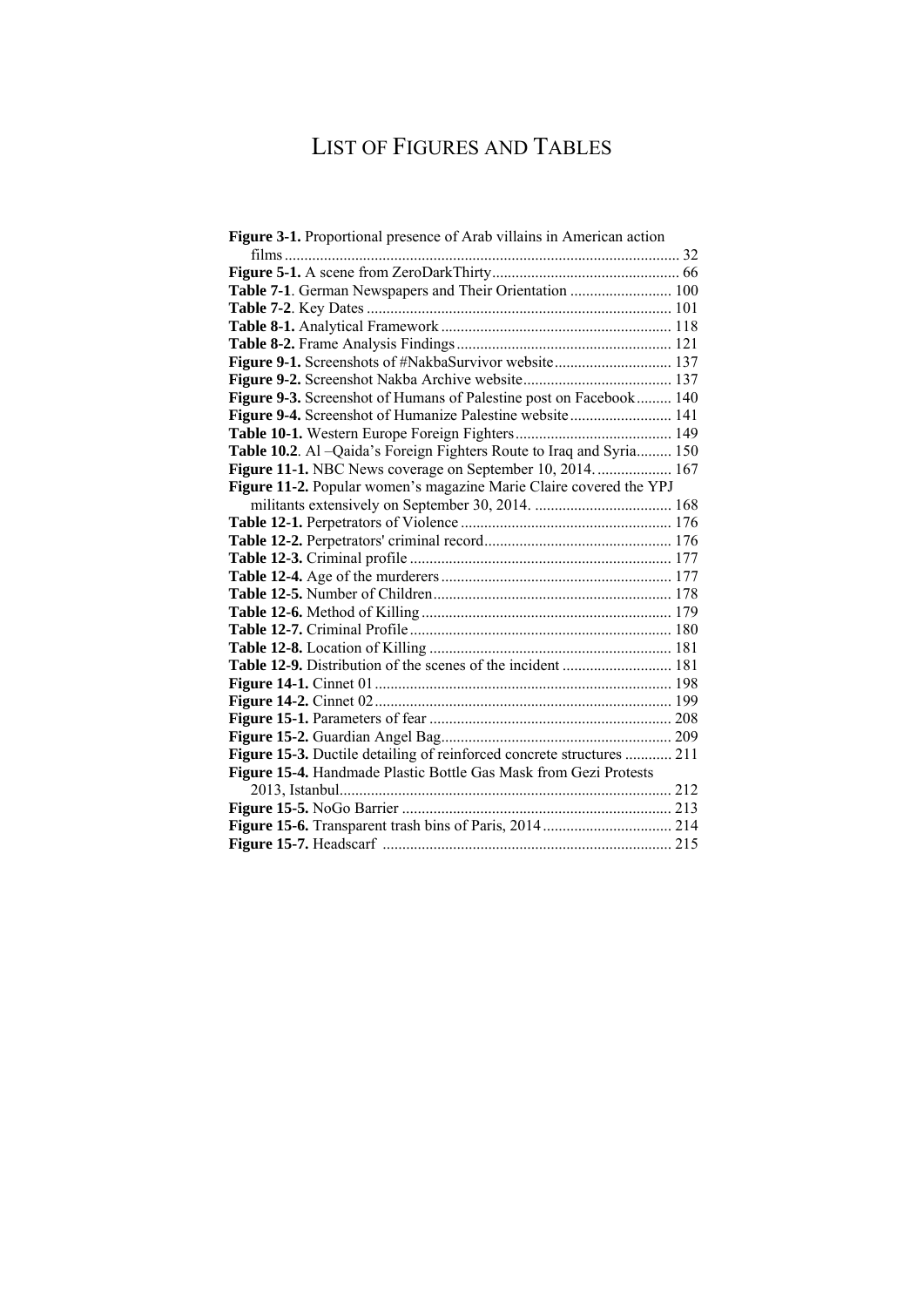# LIST OF FIGURES AND TABLES

**Figure 3-1.** Proportional presence of Arab villains in American action films ... 32
**Figure 5-1.** A scene from ZeroDarkThirty ... 66
**Table 7-1**. German Newspapers and Their Orientation ... 100
**Table 7-2**. Key Dates ... 101
**Table 8-1.** Analytical Framework ... 118
**Table 8-2.** Frame Analysis Findings ... 121
**Figure 9-1.** Screenshots of #NakbaSurvivor website ... 137
**Figure 9-2.** Screenshot Nakba Archive website ... 137
**Figure 9-3.** Screenshot of Humans of Palestine post on Facebook ... 140
**Figure 9-4.** Screenshot of Humanize Palestine website ... 141
**Table 10-1.** Western Europe Foreign Fighters ... 149
**Table 10.2**. Al –Qaida's Foreign Fighters Route to Iraq and Syria ... 150
**Figure 11-1.** NBC News coverage on September 10, 2014. ... 167
**Figure 11-2.** Popular women's magazine Marie Claire covered the YPJ militants extensively on September 30, 2014. ... 168
**Table 12-1.** Perpetrators of Violence ... 176
**Table 12-2.** Perpetrators' criminal record ... 176
**Table 12-3.** Criminal profile ... 177
**Table 12-4.** Age of the murderers ... 177
**Table 12-5.** Number of Children ... 178
**Table 12-6.** Method of Killing ... 179
**Table 12-7.** Criminal Profile ... 180
**Table 12-8.** Location of Killing ... 181
**Table 12-9.** Distribution of the scenes of the incident ... 181
**Figure 14-1.** Cinnet 01 ... 198
**Figure 14-2.** Cinnet 02 ... 199
**Figure 15-1.** Parameters of fear ... 208
**Figure 15-2.** Guardian Angel Bag ... 209
**Figure 15-3.** Ductile detailing of reinforced concrete structures ... 211
**Figure 15-4.** Handmade Plastic Bottle Gas Mask from Gezi Protests 2013, Istanbul ... 212
**Figure 15-5.** NoGo Barrier ... 213
**Figure 15-6.** Transparent trash bins of Paris, 2014 ... 214
**Figure 15-7.** Headscarf ... 215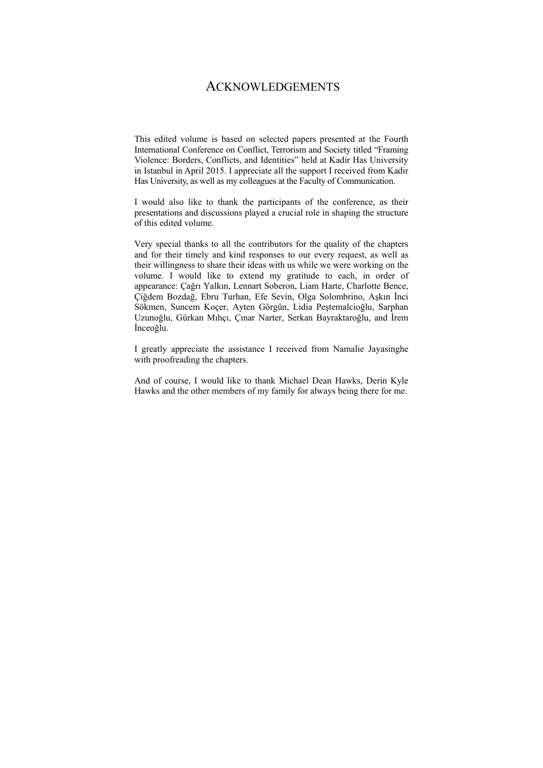# ACKNOWLEDGEMENTS

This edited volume is based on selected papers presented at the Fourth International Conference on Conflict, Terrorism and Society titled "Framing Violence: Borders, Conflicts, and Identities" held at Kadir Has University in Istanbul in April 2015. I appreciate all the support I received from Kadir Has University, as well as my colleagues at the Faculty of Communication.

I would also like to thank the participants of the conference, as their presentations and discussions played a crucial role in shaping the structure of this edited volume.

Very special thanks to all the contributors for the quality of the chapters and for their timely and kind responses to our every request, as well as their willingness to share their ideas with us while we were working on the volume. I would like to extend my gratitude to each, in order of appearance: Çağrı Yalkın, Lennart Soberon, Liam Harte, Charlotte Bence, Çiğdem Bozdağ, Ebru Turhan, Efe Sevin, Olga Solombrino, Aşkın İnci Sökmen, Suncem Koçer, Ayten Görgün, Lidia Peştemalcioğlu, Sarphan Uzunoğlu, Gürkan Mıhçı, Çınar Narter, Serkan Bayraktaroğlu, and İrem İnceoğlu.

I greatly appreciate the assistance I received from Namalie Jayasinghe with proofreading the chapters.

And of course, I would like to thank Michael Dean Hawks, Derin Kyle Hawks and the other members of my family for always being there for me.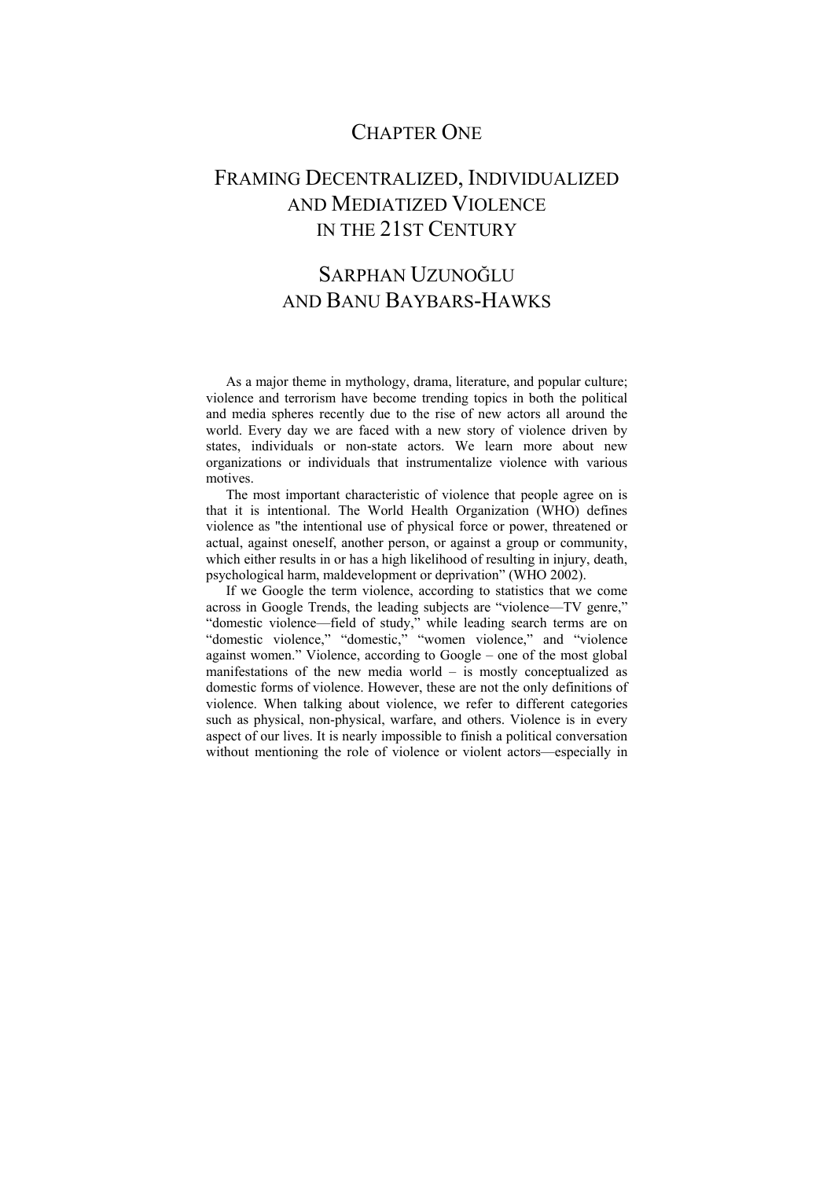# CHAPTER ONE

# FRAMING DECENTRALIZED, INDIVIDUALIZED AND MEDIATIZED VIOLENCE IN THE 21ST CENTURY

## SARPHAN UZUNOĞLU AND BANU BAYBARS-HAWKS

As a major theme in mythology, drama, literature, and popular culture; violence and terrorism have become trending topics in both the political and media spheres recently due to the rise of new actors all around the world. Every day we are faced with a new story of violence driven by states, individuals or non-state actors. We learn more about new organizations or individuals that instrumentalize violence with various motives.

The most important characteristic of violence that people agree on is that it is intentional. The World Health Organization (WHO) defines violence as "the intentional use of physical force or power, threatened or actual, against oneself, another person, or against a group or community, which either results in or has a high likelihood of resulting in injury, death, psychological harm, maldevelopment or deprivation" (WHO 2002).

If we Google the term violence, according to statistics that we come across in Google Trends, the leading subjects are "violence—TV genre," "domestic violence—field of study," while leading search terms are on "domestic violence," "domestic," "women violence," and "violence against women." Violence, according to Google – one of the most global manifestations of the new media world – is mostly conceptualized as domestic forms of violence. However, these are not the only definitions of violence. When talking about violence, we refer to different categories such as physical, non-physical, warfare, and others. Violence is in every aspect of our lives. It is nearly impossible to finish a political conversation without mentioning the role of violence or violent actors—especially in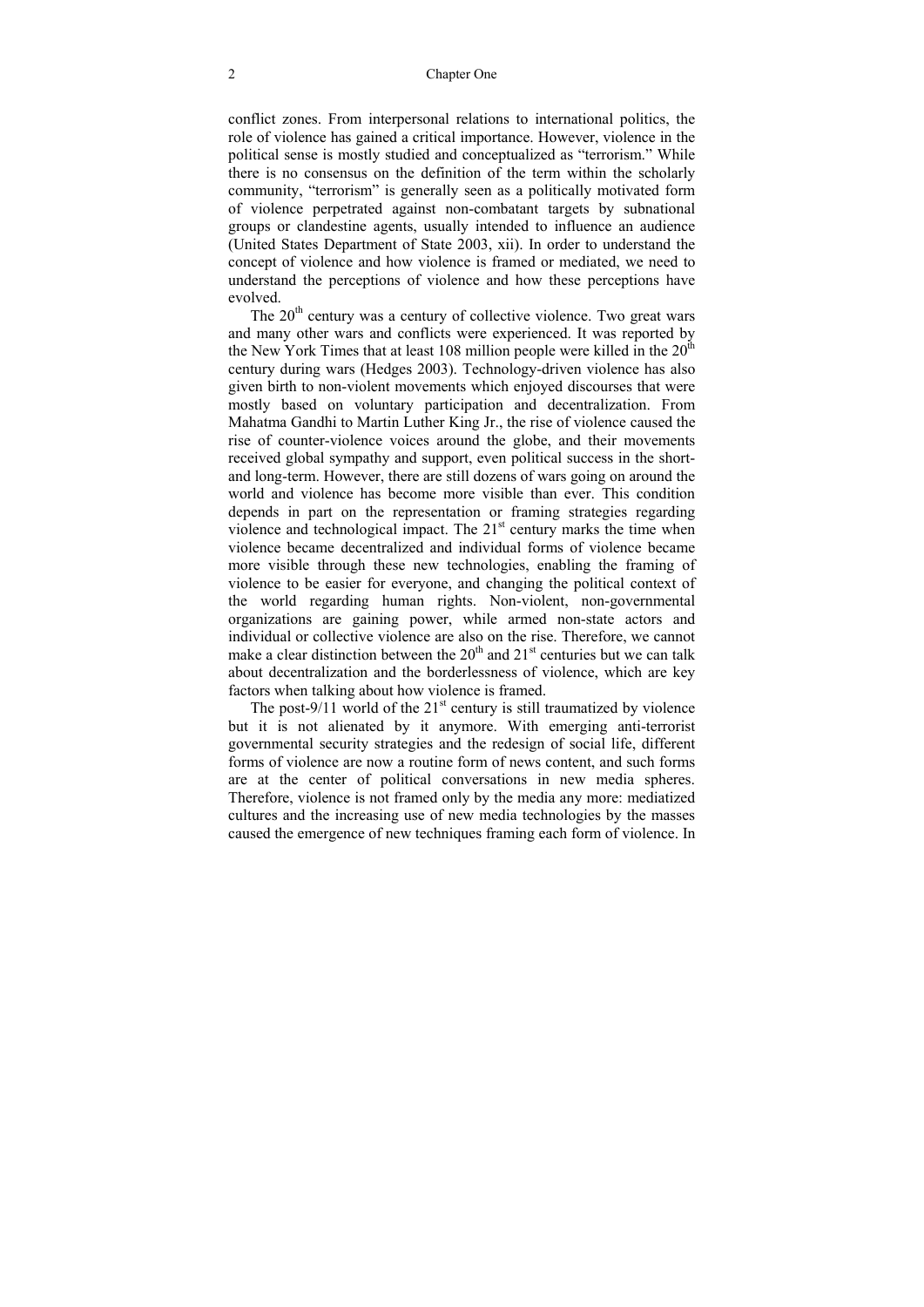conflict zones. From interpersonal relations to international politics, the role of violence has gained a critical importance. However, violence in the political sense is mostly studied and conceptualized as "terrorism." While there is no consensus on the definition of the term within the scholarly community, "terrorism" is generally seen as a politically motivated form of violence perpetrated against non-combatant targets by subnational groups or clandestine agents, usually intended to influence an audience (United States Department of State 2003, xii). In order to understand the concept of violence and how violence is framed or mediated, we need to understand the perceptions of violence and how these perceptions have evolved.

The 20th century was a century of collective violence. Two great wars and many other wars and conflicts were experienced. It was reported by the New York Times that at least 108 million people were killed in the 20th century during wars (Hedges 2003). Technology-driven violence has also given birth to non-violent movements which enjoyed discourses that were mostly based on voluntary participation and decentralization. From Mahatma Gandhi to Martin Luther King Jr., the rise of violence caused the rise of counter-violence voices around the globe, and their movements received global sympathy and support, even political success in the short- and long-term. However, there are still dozens of wars going on around the world and violence has become more visible than ever. This condition depends in part on the representation or framing strategies regarding violence and technological impact. The 21st century marks the time when violence became decentralized and individual forms of violence became more visible through these new technologies, enabling the framing of violence to be easier for everyone, and changing the political context of the world regarding human rights. Non-violent, non-governmental organizations are gaining power, while armed non-state actors and individual or collective violence are also on the rise. Therefore, we cannot make a clear distinction between the 20th and 21st centuries but we can talk about decentralization and the borderlessness of violence, which are key factors when talking about how violence is framed.

The post-9/11 world of the 21st century is still traumatized by violence but it is not alienated by it anymore. With emerging anti-terrorist governmental security strategies and the redesign of social life, different forms of violence are now a routine form of news content, and such forms are at the center of political conversations in new media spheres. Therefore, violence is not framed only by the media any more: mediatized cultures and the increasing use of new media technologies by the masses caused the emergence of new techniques framing each form of violence. In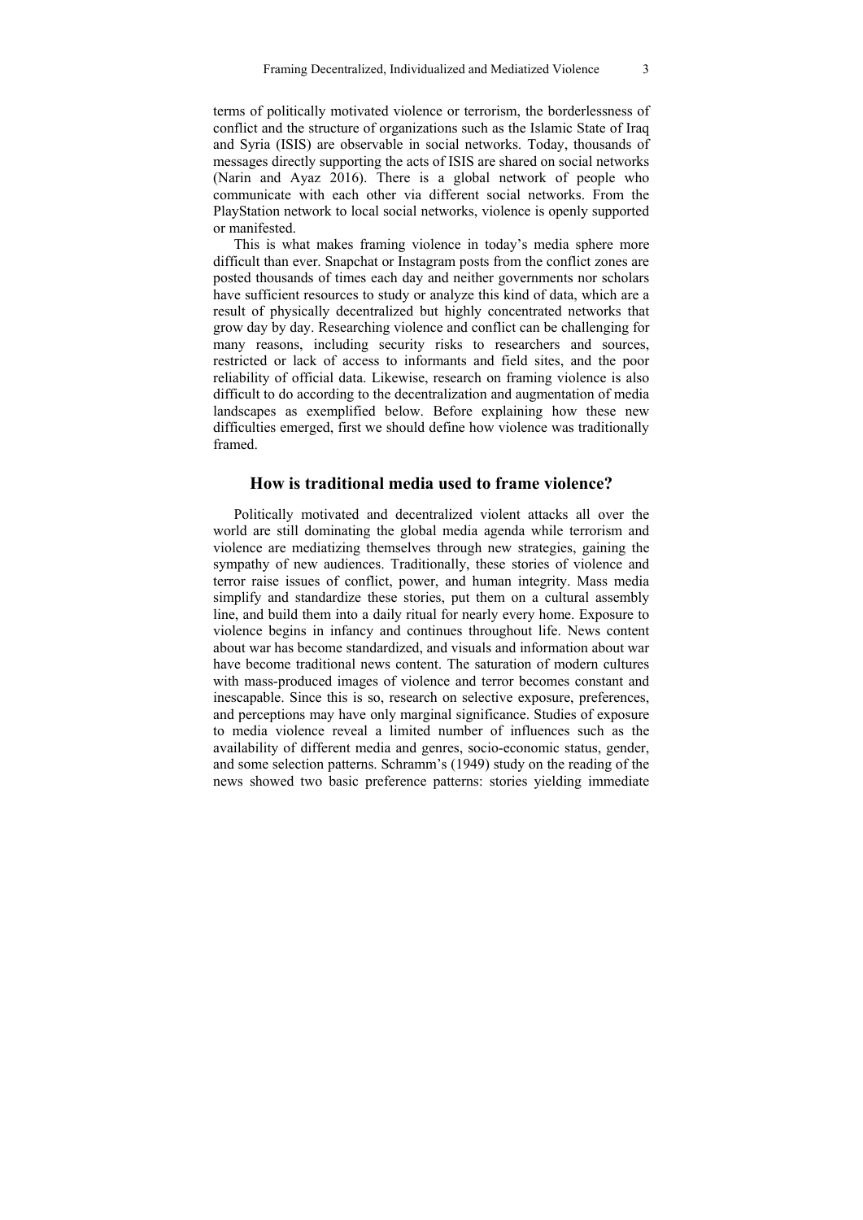terms of politically motivated violence or terrorism, the borderlessness of conflict and the structure of organizations such as the Islamic State of Iraq and Syria (ISIS) are observable in social networks. Today, thousands of messages directly supporting the acts of ISIS are shared on social networks (Narin and Ayaz 2016). There is a global network of people who communicate with each other via different social networks. From the PlayStation network to local social networks, violence is openly supported or manifested.

This is what makes framing violence in today's media sphere more difficult than ever. Snapchat or Instagram posts from the conflict zones are posted thousands of times each day and neither governments nor scholars have sufficient resources to study or analyze this kind of data, which are a result of physically decentralized but highly concentrated networks that grow day by day. Researching violence and conflict can be challenging for many reasons, including security risks to researchers and sources, restricted or lack of access to informants and field sites, and the poor reliability of official data. Likewise, research on framing violence is also difficult to do according to the decentralization and augmentation of media landscapes as exemplified below. Before explaining how these new difficulties emerged, first we should define how violence was traditionally framed.

## How is traditional media used to frame violence?

Politically motivated and decentralized violent attacks all over the world are still dominating the global media agenda while terrorism and violence are mediatizing themselves through new strategies, gaining the sympathy of new audiences. Traditionally, these stories of violence and terror raise issues of conflict, power, and human integrity. Mass media simplify and standardize these stories, put them on a cultural assembly line, and build them into a daily ritual for nearly every home. Exposure to violence begins in infancy and continues throughout life. News content about war has become standardized, and visuals and information about war have become traditional news content. The saturation of modern cultures with mass-produced images of violence and terror becomes constant and inescapable. Since this is so, research on selective exposure, preferences, and perceptions may have only marginal significance. Studies of exposure to media violence reveal a limited number of influences such as the availability of different media and genres, socio-economic status, gender, and some selection patterns. Schramm's (1949) study on the reading of the news showed two basic preference patterns: stories yielding immediate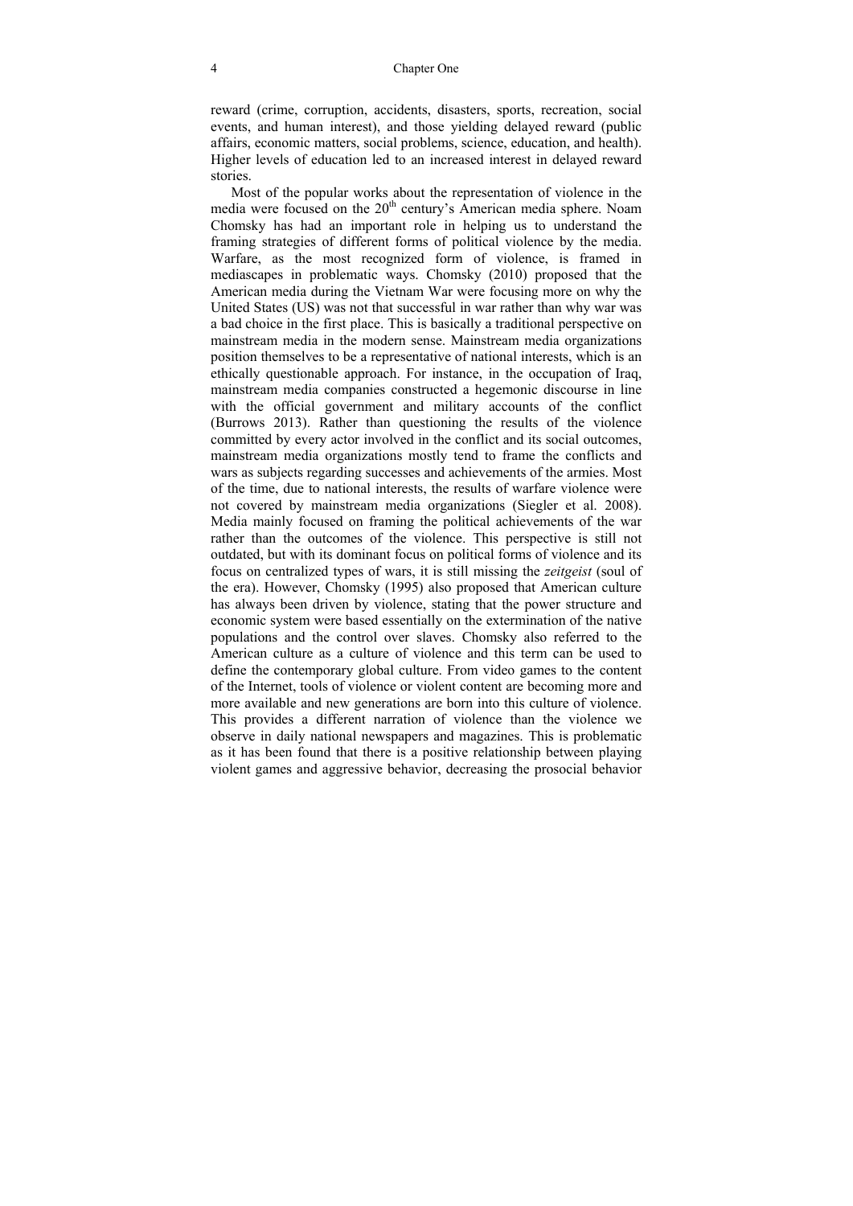reward (crime, corruption, accidents, disasters, sports, recreation, social events, and human interest), and those yielding delayed reward (public affairs, economic matters, social problems, science, education, and health). Higher levels of education led to an increased interest in delayed reward stories.

Most of the popular works about the representation of violence in the media were focused on the 20[th] century's American media sphere. Noam Chomsky has had an important role in helping us to understand the framing strategies of different forms of political violence by the media. Warfare, as the most recognized form of violence, is framed in mediascapes in problematic ways. Chomsky (2010) proposed that the American media during the Vietnam War were focusing more on why the United States (US) was not that successful in war rather than why war was a bad choice in the first place. This is basically a traditional perspective on mainstream media in the modern sense. Mainstream media organizations position themselves to be a representative of national interests, which is an ethically questionable approach. For instance, in the occupation of Iraq, mainstream media companies constructed a hegemonic discourse in line with the official government and military accounts of the conflict (Burrows 2013). Rather than questioning the results of the violence committed by every actor involved in the conflict and its social outcomes, mainstream media organizations mostly tend to frame the conflicts and wars as subjects regarding successes and achievements of the armies. Most of the time, due to national interests, the results of warfare violence were not covered by mainstream media organizations (Siegler et al. 2008). Media mainly focused on framing the political achievements of the war rather than the outcomes of the violence. This perspective is still not outdated, but with its dominant focus on political forms of violence and its focus on centralized types of wars, it is still missing the *zeitgeist* (soul of the era). However, Chomsky (1995) also proposed that American culture has always been driven by violence, stating that the power structure and economic system were based essentially on the extermination of the native populations and the control over slaves. Chomsky also referred to the American culture as a culture of violence and this term can be used to define the contemporary global culture. From video games to the content of the Internet, tools of violence or violent content are becoming more and more available and new generations are born into this culture of violence. This provides a different narration of violence than the violence we observe in daily national newspapers and magazines. This is problematic as it has been found that there is a positive relationship between playing violent games and aggressive behavior, decreasing the prosocial behavior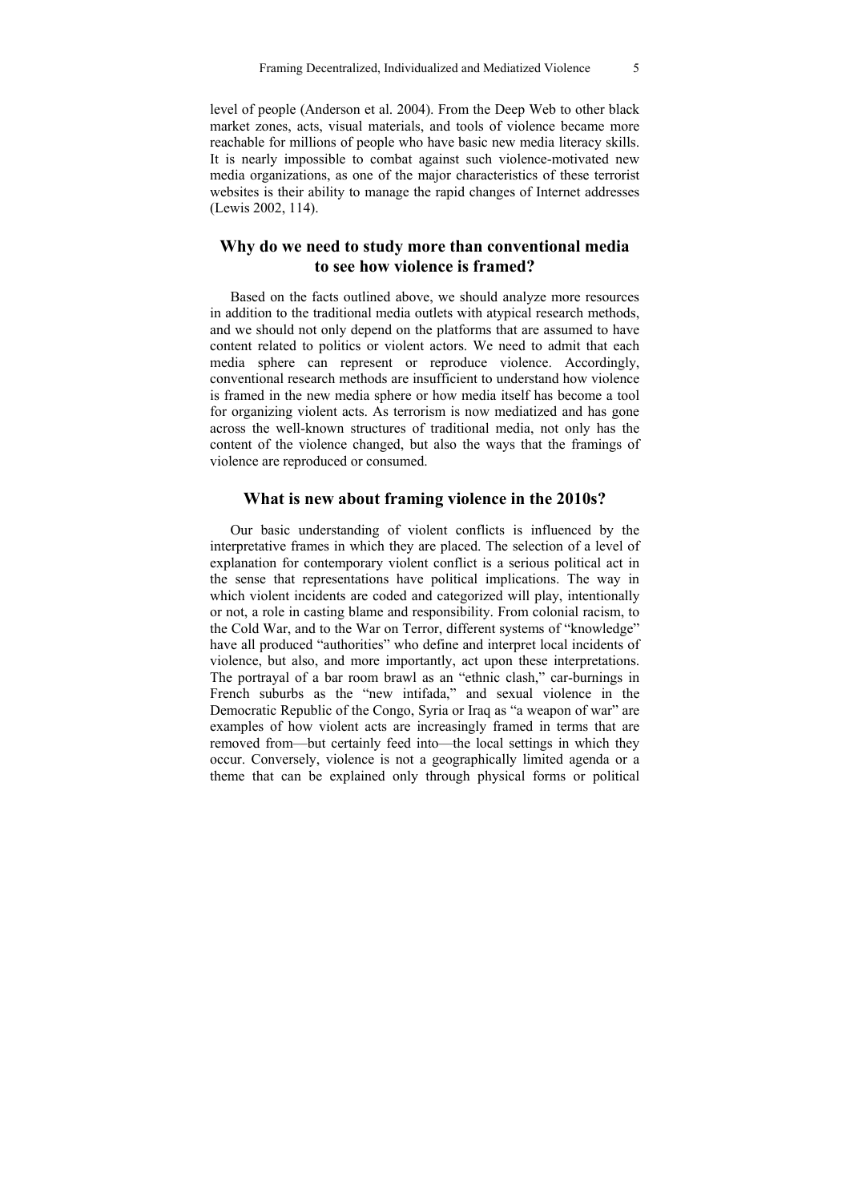level of people (Anderson et al. 2004). From the Deep Web to other black market zones, acts, visual materials, and tools of violence became more reachable for millions of people who have basic new media literacy skills. It is nearly impossible to combat against such violence-motivated new media organizations, as one of the major characteristics of these terrorist websites is their ability to manage the rapid changes of Internet addresses (Lewis 2002, 114).

## Why do we need to study more than conventional media to see how violence is framed?

Based on the facts outlined above, we should analyze more resources in addition to the traditional media outlets with atypical research methods, and we should not only depend on the platforms that are assumed to have content related to politics or violent actors. We need to admit that each media sphere can represent or reproduce violence. Accordingly, conventional research methods are insufficient to understand how violence is framed in the new media sphere or how media itself has become a tool for organizing violent acts. As terrorism is now mediatized and has gone across the well-known structures of traditional media, not only has the content of the violence changed, but also the ways that the framings of violence are reproduced or consumed.

## What is new about framing violence in the 2010s?

Our basic understanding of violent conflicts is influenced by the interpretative frames in which they are placed. The selection of a level of explanation for contemporary violent conflict is a serious political act in the sense that representations have political implications. The way in which violent incidents are coded and categorized will play, intentionally or not, a role in casting blame and responsibility. From colonial racism, to the Cold War, and to the War on Terror, different systems of "knowledge" have all produced "authorities" who define and interpret local incidents of violence, but also, and more importantly, act upon these interpretations. The portrayal of a bar room brawl as an "ethnic clash," car-burnings in French suburbs as the "new intifada," and sexual violence in the Democratic Republic of the Congo, Syria or Iraq as "a weapon of war" are examples of how violent acts are increasingly framed in terms that are removed from—but certainly feed into—the local settings in which they occur. Conversely, violence is not a geographically limited agenda or a theme that can be explained only through physical forms or political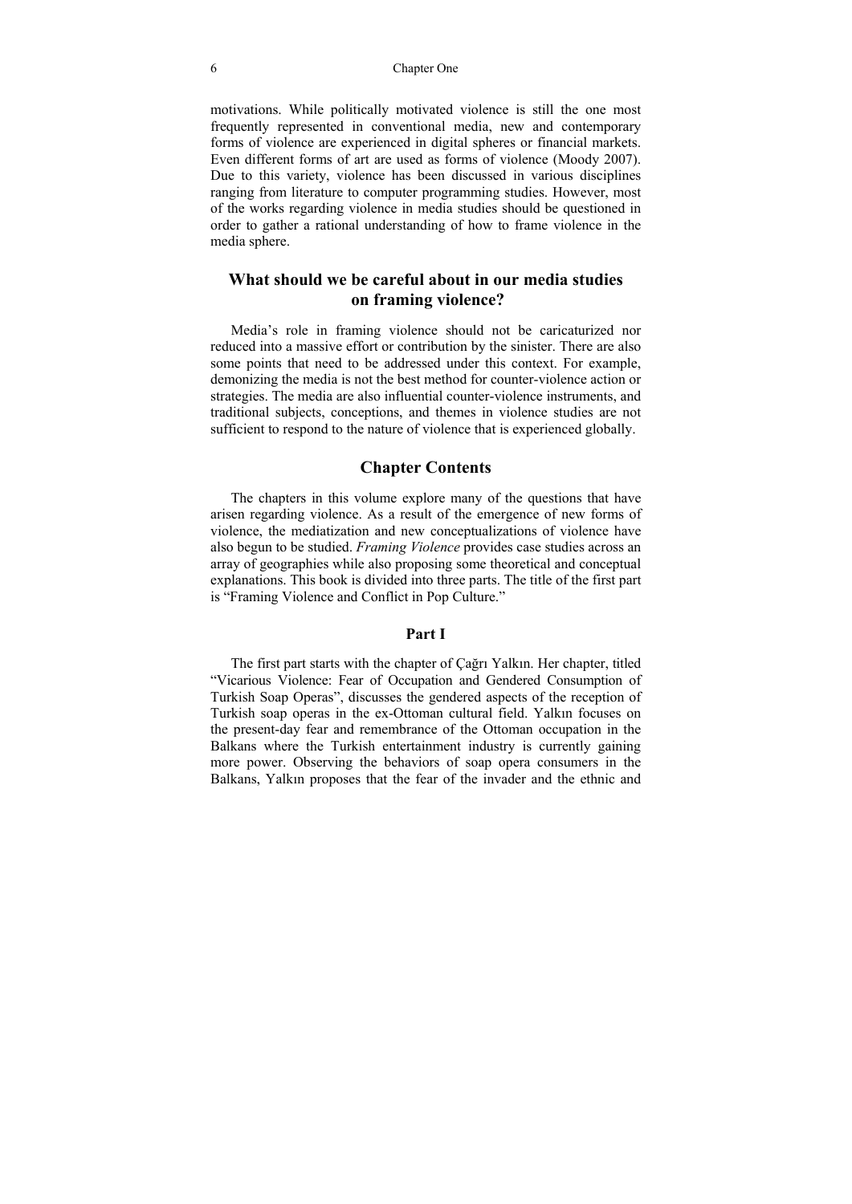motivations. While politically motivated violence is still the one most frequently represented in conventional media, new and contemporary forms of violence are experienced in digital spheres or financial markets. Even different forms of art are used as forms of violence (Moody 2007). Due to this variety, violence has been discussed in various disciplines ranging from literature to computer programming studies. However, most of the works regarding violence in media studies should be questioned in order to gather a rational understanding of how to frame violence in the media sphere.

## What should we be careful about in our media studies on framing violence?

Media's role in framing violence should not be caricaturized nor reduced into a massive effort or contribution by the sinister. There are also some points that need to be addressed under this context. For example, demonizing the media is not the best method for counter-violence action or strategies. The media are also influential counter-violence instruments, and traditional subjects, conceptions, and themes in violence studies are not sufficient to respond to the nature of violence that is experienced globally.

## Chapter Contents

The chapters in this volume explore many of the questions that have arisen regarding violence. As a result of the emergence of new forms of violence, the mediatization and new conceptualizations of violence have also begun to be studied. *Framing Violence* provides case studies across an array of geographies while also proposing some theoretical and conceptual explanations. This book is divided into three parts. The title of the first part is "Framing Violence and Conflict in Pop Culture."

### Part I

The first part starts with the chapter of Çağrı Yalkın. Her chapter, titled "Vicarious Violence: Fear of Occupation and Gendered Consumption of Turkish Soap Operas", discusses the gendered aspects of the reception of Turkish soap operas in the ex-Ottoman cultural field. Yalkın focuses on the present-day fear and remembrance of the Ottoman occupation in the Balkans where the Turkish entertainment industry is currently gaining more power. Observing the behaviors of soap opera consumers in the Balkans, Yalkın proposes that the fear of the invader and the ethnic and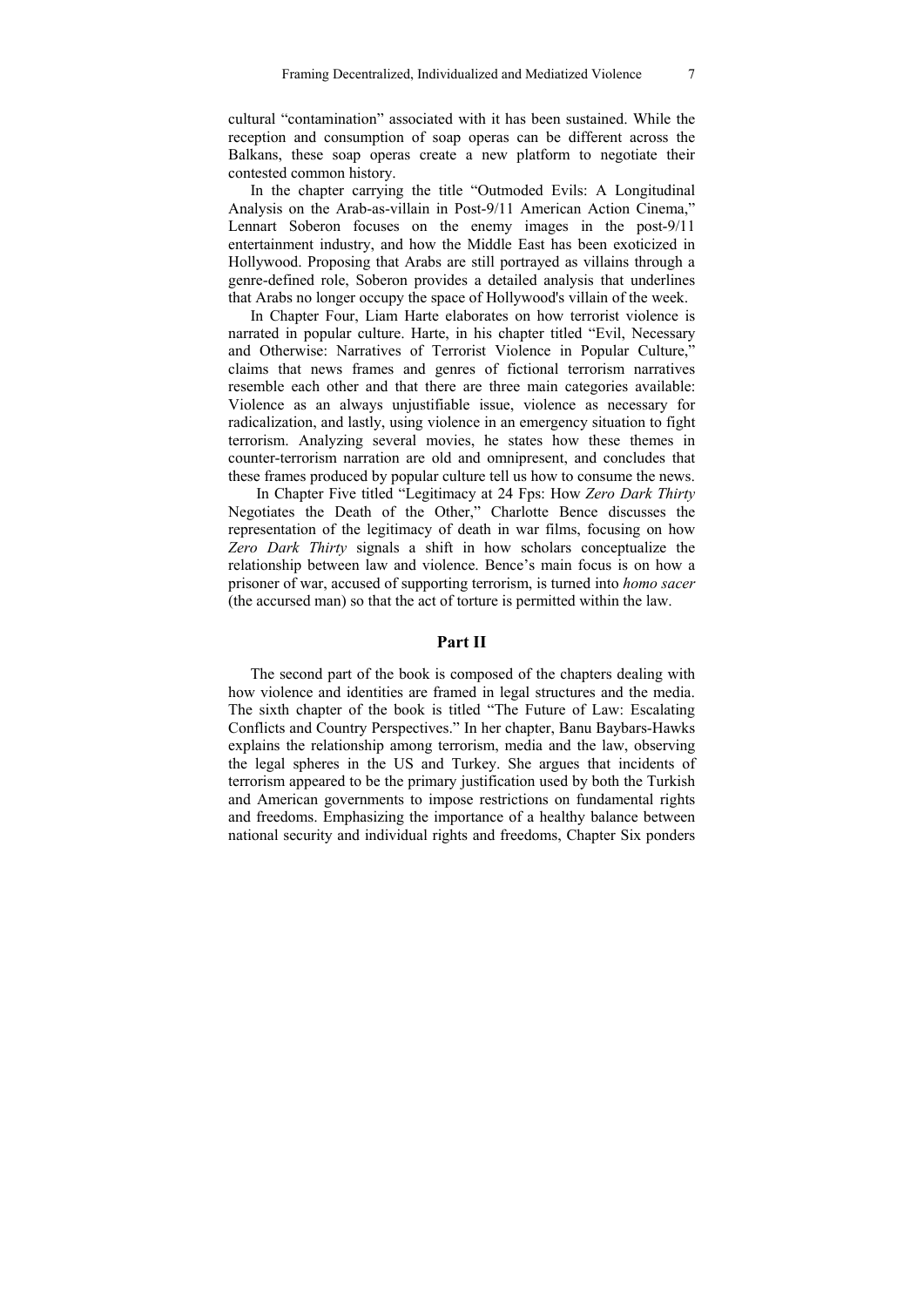cultural "contamination" associated with it has been sustained. While the reception and consumption of soap operas can be different across the Balkans, these soap operas create a new platform to negotiate their contested common history.

In the chapter carrying the title "Outmoded Evils: A Longitudinal Analysis on the Arab-as-villain in Post-9/11 American Action Cinema," Lennart Soberon focuses on the enemy images in the post-9/11 entertainment industry, and how the Middle East has been exoticized in Hollywood. Proposing that Arabs are still portrayed as villains through a genre-defined role, Soberon provides a detailed analysis that underlines that Arabs no longer occupy the space of Hollywood's villain of the week.

In Chapter Four, Liam Harte elaborates on how terrorist violence is narrated in popular culture. Harte, in his chapter titled "Evil, Necessary and Otherwise: Narratives of Terrorist Violence in Popular Culture," claims that news frames and genres of fictional terrorism narratives resemble each other and that there are three main categories available: Violence as an always unjustifiable issue, violence as necessary for radicalization, and lastly, using violence in an emergency situation to fight terrorism. Analyzing several movies, he states how these themes in counter-terrorism narration are old and omnipresent, and concludes that these frames produced by popular culture tell us how to consume the news.

In Chapter Five titled "Legitimacy at 24 Fps: How *Zero Dark Thirty* Negotiates the Death of the Other," Charlotte Bence discusses the representation of the legitimacy of death in war films, focusing on how *Zero Dark Thirty* signals a shift in how scholars conceptualize the relationship between law and violence. Bence's main focus is on how a prisoner of war, accused of supporting terrorism, is turned into *homo sacer* (the accursed man) so that the act of torture is permitted within the law.

## Part II

The second part of the book is composed of the chapters dealing with how violence and identities are framed in legal structures and the media. The sixth chapter of the book is titled "The Future of Law: Escalating Conflicts and Country Perspectives." In her chapter, Banu Baybars-Hawks explains the relationship among terrorism, media and the law, observing the legal spheres in the US and Turkey. She argues that incidents of terrorism appeared to be the primary justification used by both the Turkish and American governments to impose restrictions on fundamental rights and freedoms. Emphasizing the importance of a healthy balance between national security and individual rights and freedoms, Chapter Six ponders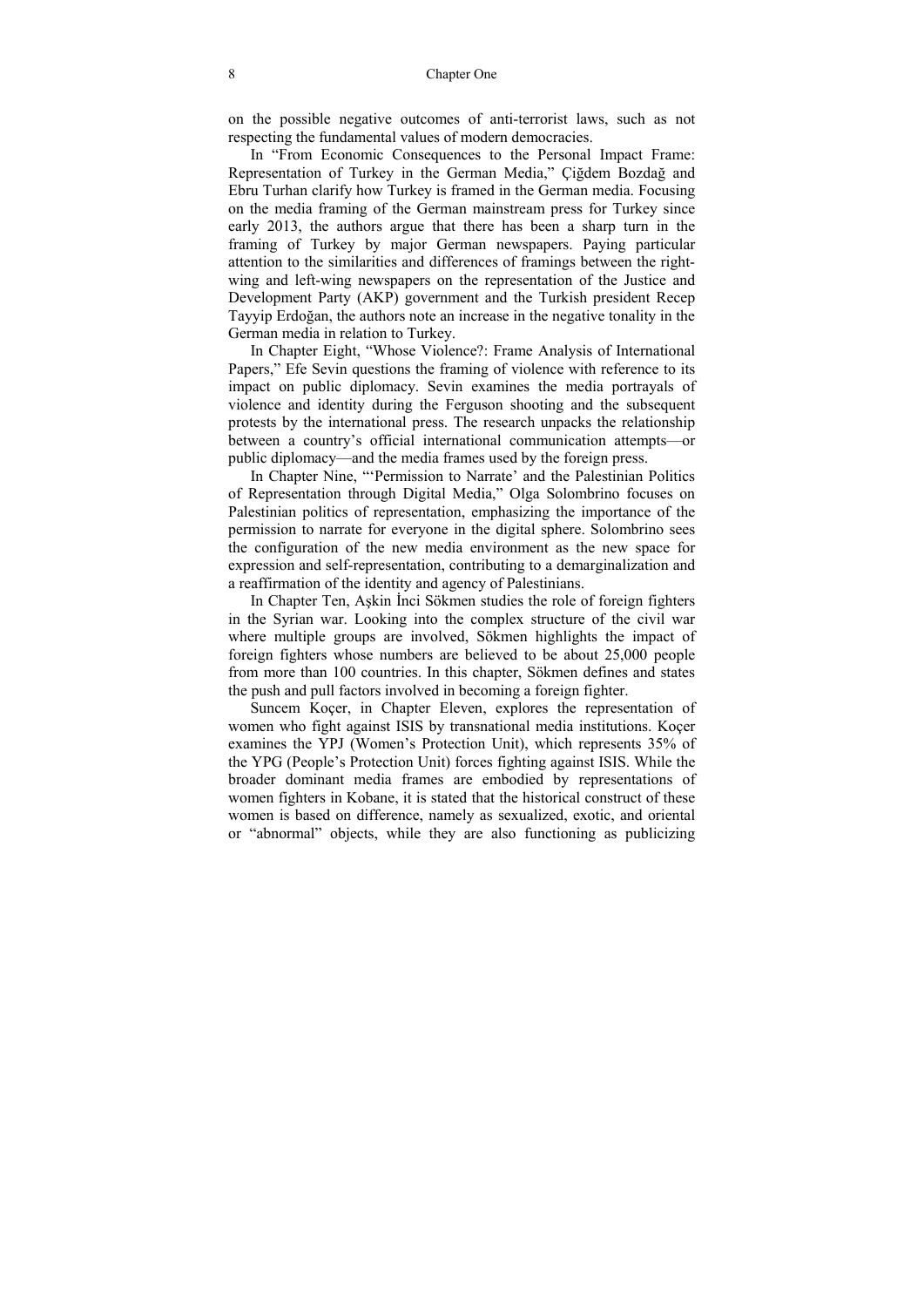on the possible negative outcomes of anti-terrorist laws, such as not respecting the fundamental values of modern democracies.

In "From Economic Consequences to the Personal Impact Frame: Representation of Turkey in the German Media," Çiğdem Bozdağ and Ebru Turhan clarify how Turkey is framed in the German media. Focusing on the media framing of the German mainstream press for Turkey since early 2013, the authors argue that there has been a sharp turn in the framing of Turkey by major German newspapers. Paying particular attention to the similarities and differences of framings between the right-wing and left-wing newspapers on the representation of the Justice and Development Party (AKP) government and the Turkish president Recep Tayyip Erdoğan, the authors note an increase in the negative tonality in the German media in relation to Turkey.

In Chapter Eight, "Whose Violence?: Frame Analysis of International Papers," Efe Sevin questions the framing of violence with reference to its impact on public diplomacy. Sevin examines the media portrayals of violence and identity during the Ferguson shooting and the subsequent protests by the international press. The research unpacks the relationship between a country's official international communication attempts—or public diplomacy—and the media frames used by the foreign press.

In Chapter Nine, "'Permission to Narrate' and the Palestinian Politics of Representation through Digital Media," Olga Solombrino focuses on Palestinian politics of representation, emphasizing the importance of the permission to narrate for everyone in the digital sphere. Solombrino sees the configuration of the new media environment as the new space for expression and self-representation, contributing to a demarginalization and a reaffirmation of the identity and agency of Palestinians.

In Chapter Ten, Aşkin İnci Sökmen studies the role of foreign fighters in the Syrian war. Looking into the complex structure of the civil war where multiple groups are involved, Sökmen highlights the impact of foreign fighters whose numbers are believed to be about 25,000 people from more than 100 countries. In this chapter, Sökmen defines and states the push and pull factors involved in becoming a foreign fighter.

Suncem Koçer, in Chapter Eleven, explores the representation of women who fight against ISIS by transnational media institutions. Koçer examines the YPJ (Women's Protection Unit), which represents 35% of the YPG (People's Protection Unit) forces fighting against ISIS. While the broader dominant media frames are embodied by representations of women fighters in Kobane, it is stated that the historical construct of these women is based on difference, namely as sexualized, exotic, and oriental or "abnormal" objects, while they are also functioning as publicizing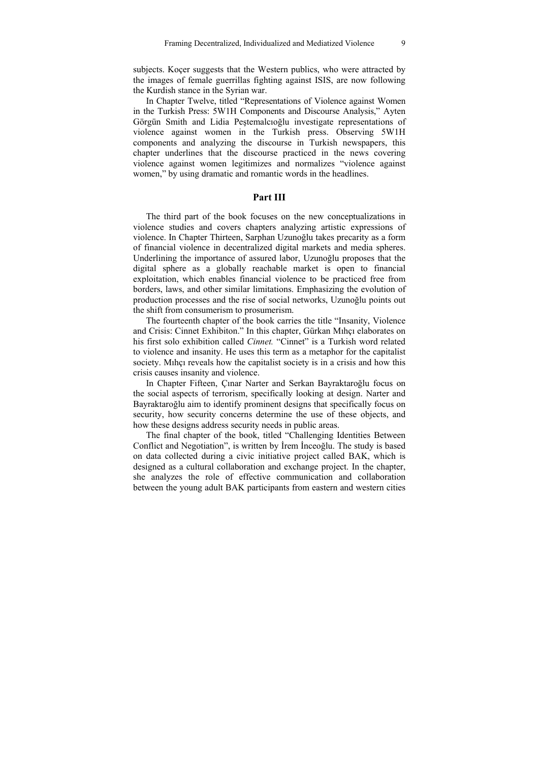subjects. Koçer suggests that the Western publics, who were attracted by the images of female guerrillas fighting against ISIS, are now following the Kurdish stance in the Syrian war.

In Chapter Twelve, titled "Representations of Violence against Women in the Turkish Press: 5W1H Components and Discourse Analysis," Ayten Görgün Smith and Lidia Peştemalcıoğlu investigate representations of violence against women in the Turkish press. Observing 5W1H components and analyzing the discourse in Turkish newspapers, this chapter underlines that the discourse practiced in the news covering violence against women legitimizes and normalizes "violence against women," by using dramatic and romantic words in the headlines.

## Part III

The third part of the book focuses on the new conceptualizations in violence studies and covers chapters analyzing artistic expressions of violence. In Chapter Thirteen, Sarphan Uzunoğlu takes precarity as a form of financial violence in decentralized digital markets and media spheres. Underlining the importance of assured labor, Uzunoğlu proposes that the digital sphere as a globally reachable market is open to financial exploitation, which enables financial violence to be practiced free from borders, laws, and other similar limitations. Emphasizing the evolution of production processes and the rise of social networks, Uzunoğlu points out the shift from consumerism to prosumerism.

The fourteenth chapter of the book carries the title "Insanity, Violence and Crisis: Cinnet Exhibiton." In this chapter, Gürkan Mıhçı elaborates on his first solo exhibition called *Cinnet.* "Cinnet" is a Turkish word related to violence and insanity. He uses this term as a metaphor for the capitalist society. Mıhçı reveals how the capitalist society is in a crisis and how this crisis causes insanity and violence.

In Chapter Fifteen, Çınar Narter and Serkan Bayraktaroğlu focus on the social aspects of terrorism, specifically looking at design. Narter and Bayraktaroğlu aim to identify prominent designs that specifically focus on security, how security concerns determine the use of these objects, and how these designs address security needs in public areas.

The final chapter of the book, titled "Challenging Identities Between Conflict and Negotiation", is written by İrem İnceoğlu. The study is based on data collected during a civic initiative project called BAK, which is designed as a cultural collaboration and exchange project. In the chapter, she analyzes the role of effective communication and collaboration between the young adult BAK participants from eastern and western cities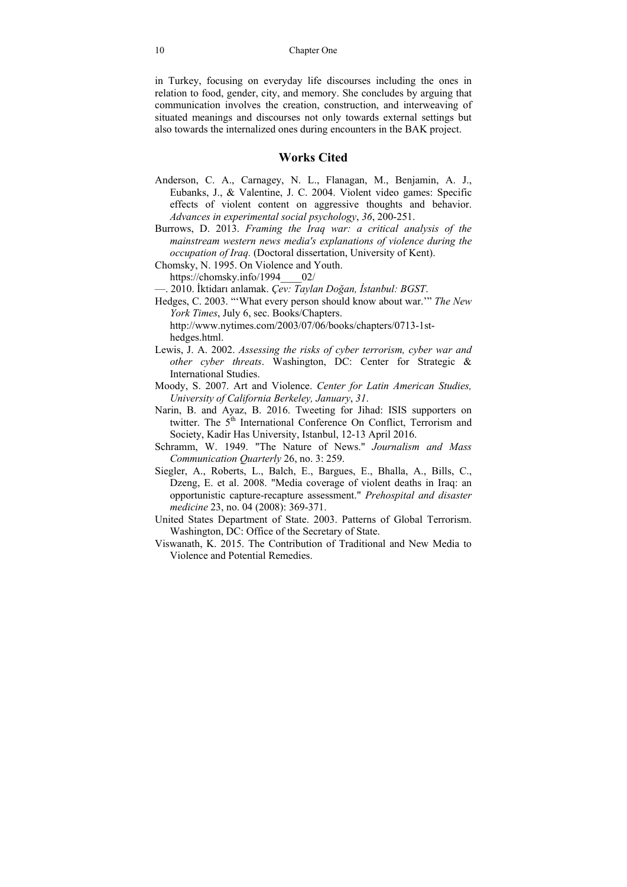in Turkey, focusing on everyday life discourses including the ones in relation to food, gender, city, and memory. She concludes by arguing that communication involves the creation, construction, and interweaving of situated meanings and discourses not only towards external settings but also towards the internalized ones during encounters in the BAK project.

## Works Cited

Anderson, C. A., Carnagey, N. L., Flanagan, M., Benjamin, A. J., Eubanks, J., & Valentine, J. C. 2004. Violent video games: Specific effects of violent content on aggressive thoughts and behavior. *Advances in experimental social psychology*, *36*, 200-251.

Burrows, D. 2013. *Framing the Iraq war: a critical analysis of the mainstream western news media's explanations of violence during the occupation of Iraq.* (Doctoral dissertation, University of Kent).

Chomsky, N. 1995. On Violence and Youth. https://chomsky.info/1994____02/

—. 2010. İktidarı anlamak. *Çev: Taylan Doğan, İstanbul: BGST*.

Hedges, C. 2003. "'What every person should know about war.'" *The New York Times*, July 6, sec. Books/Chapters. http://www.nytimes.com/2003/07/06/books/chapters/0713-1st-hedges.html.

Lewis, J. A. 2002. *Assessing the risks of cyber terrorism, cyber war and other cyber threats*. Washington, DC: Center for Strategic & International Studies.

Moody, S. 2007. Art and Violence. *Center for Latin American Studies, University of California Berkeley, January*, *31*.

Narin, B. and Ayaz, B. 2016. Tweeting for Jihad: ISIS supporters on twitter. The 5th International Conference On Conflict, Terrorism and Society, Kadir Has University, Istanbul, 12-13 April 2016.

Schramm, W. 1949. "The Nature of News." *Journalism and Mass Communication Quarterly* 26, no. 3: 259.

Siegler, A., Roberts, L., Balch, E., Bargues, E., Bhalla, A., Bills, C., Dzeng, E. et al. 2008. "Media coverage of violent deaths in Iraq: an opportunistic capture-recapture assessment." *Prehospital and disaster medicine* 23, no. 04 (2008): 369-371.

United States Department of State. 2003. Patterns of Global Terrorism. Washington, DC: Office of the Secretary of State.

Viswanath, K. 2015. The Contribution of Traditional and New Media to Violence and Potential Remedies.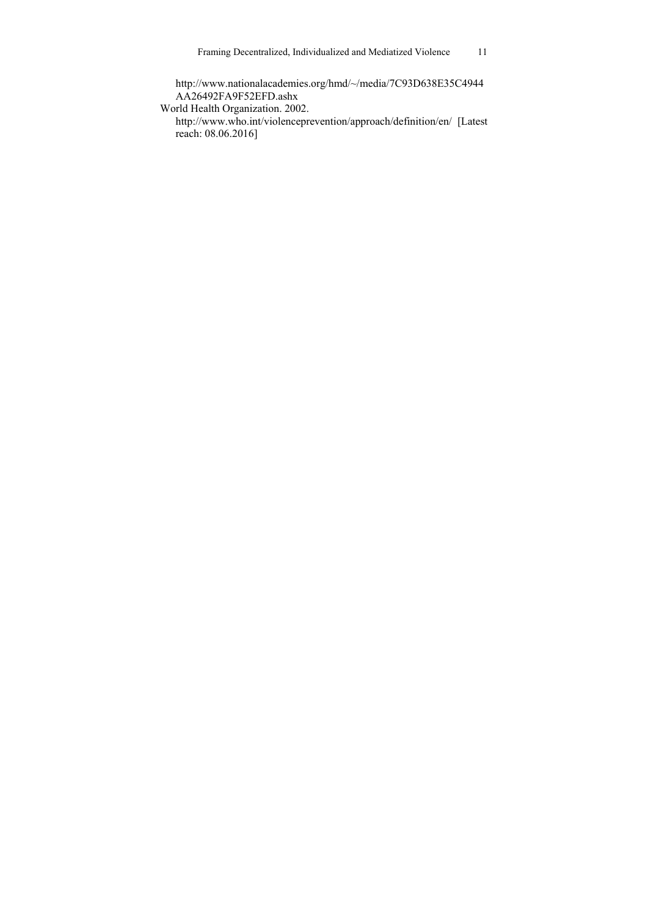http://www.nationalacademies.org/hmd/~/media/7C93D638E35C4944AA26492FA9F52EFD.ashx

World Health Organization. 2002.
http://www.who.int/violenceprevention/approach/definition/en/ [Latest reach: 08.06.2016]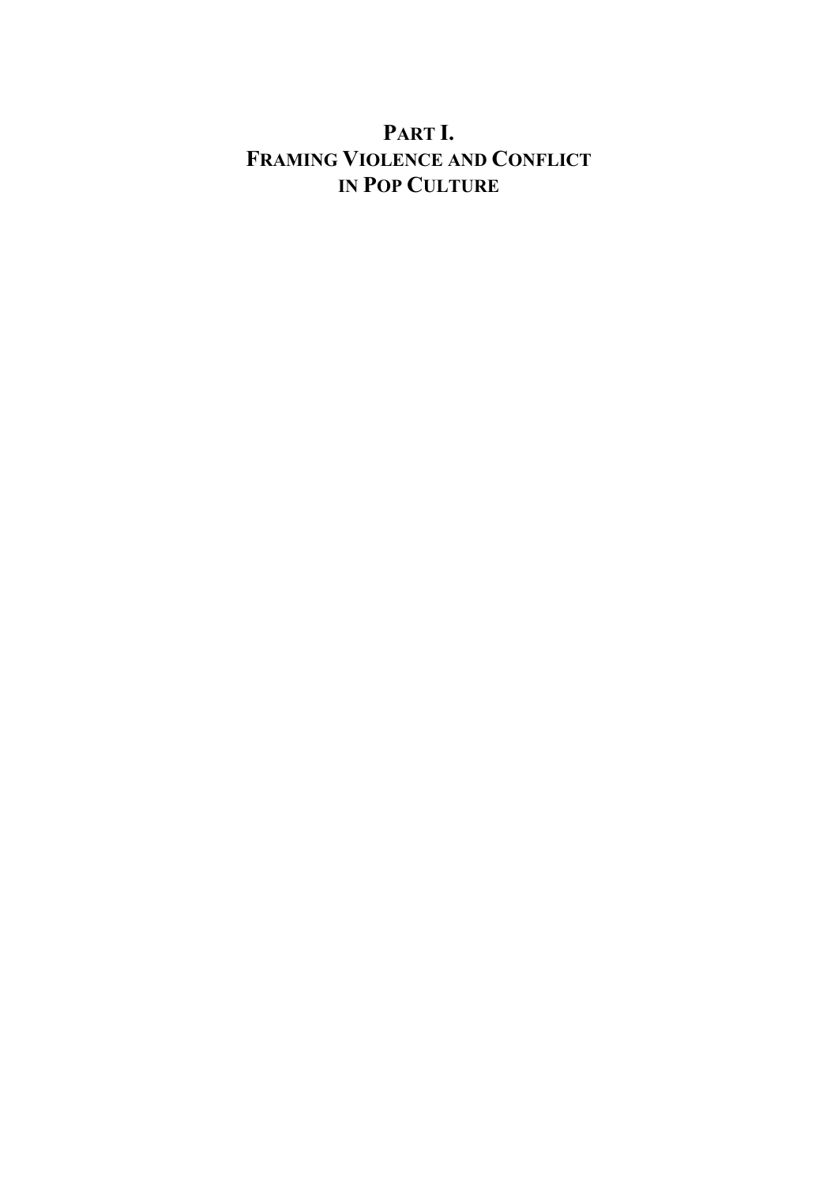# PART I.
# FRAMING VIOLENCE AND CONFLICT IN POP CULTURE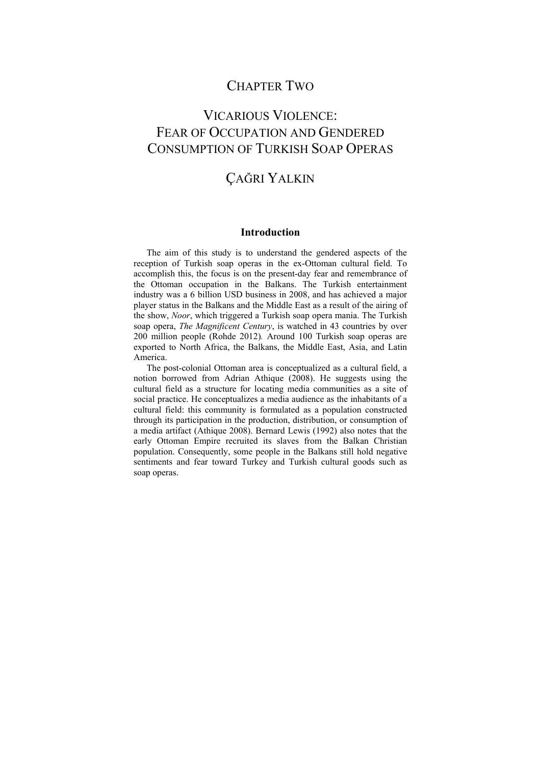# Chapter Two

# Vicarious Violence: Fear of Occupation and Gendered Consumption of Turkish Soap Operas

## Çağri Yalkin

### Introduction

The aim of this study is to understand the gendered aspects of the reception of Turkish soap operas in the ex-Ottoman cultural field. To accomplish this, the focus is on the present-day fear and remembrance of the Ottoman occupation in the Balkans. The Turkish entertainment industry was a 6 billion USD business in 2008, and has achieved a major player status in the Balkans and the Middle East as a result of the airing of the show, *Noor*, which triggered a Turkish soap opera mania. The Turkish soap opera, *The Magnificent Century*, is watched in 43 countries by over 200 million people (Rohde 2012). Around 100 Turkish soap operas are exported to North Africa, the Balkans, the Middle East, Asia, and Latin America.

The post-colonial Ottoman area is conceptualized as a cultural field, a notion borrowed from Adrian Athique (2008). He suggests using the cultural field as a structure for locating media communities as a site of social practice. He conceptualizes a media audience as the inhabitants of a cultural field: this community is formulated as a population constructed through its participation in the production, distribution, or consumption of a media artifact (Athique 2008). Bernard Lewis (1992) also notes that the early Ottoman Empire recruited its slaves from the Balkan Christian population. Consequently, some people in the Balkans still hold negative sentiments and fear toward Turkey and Turkish cultural goods such as soap operas.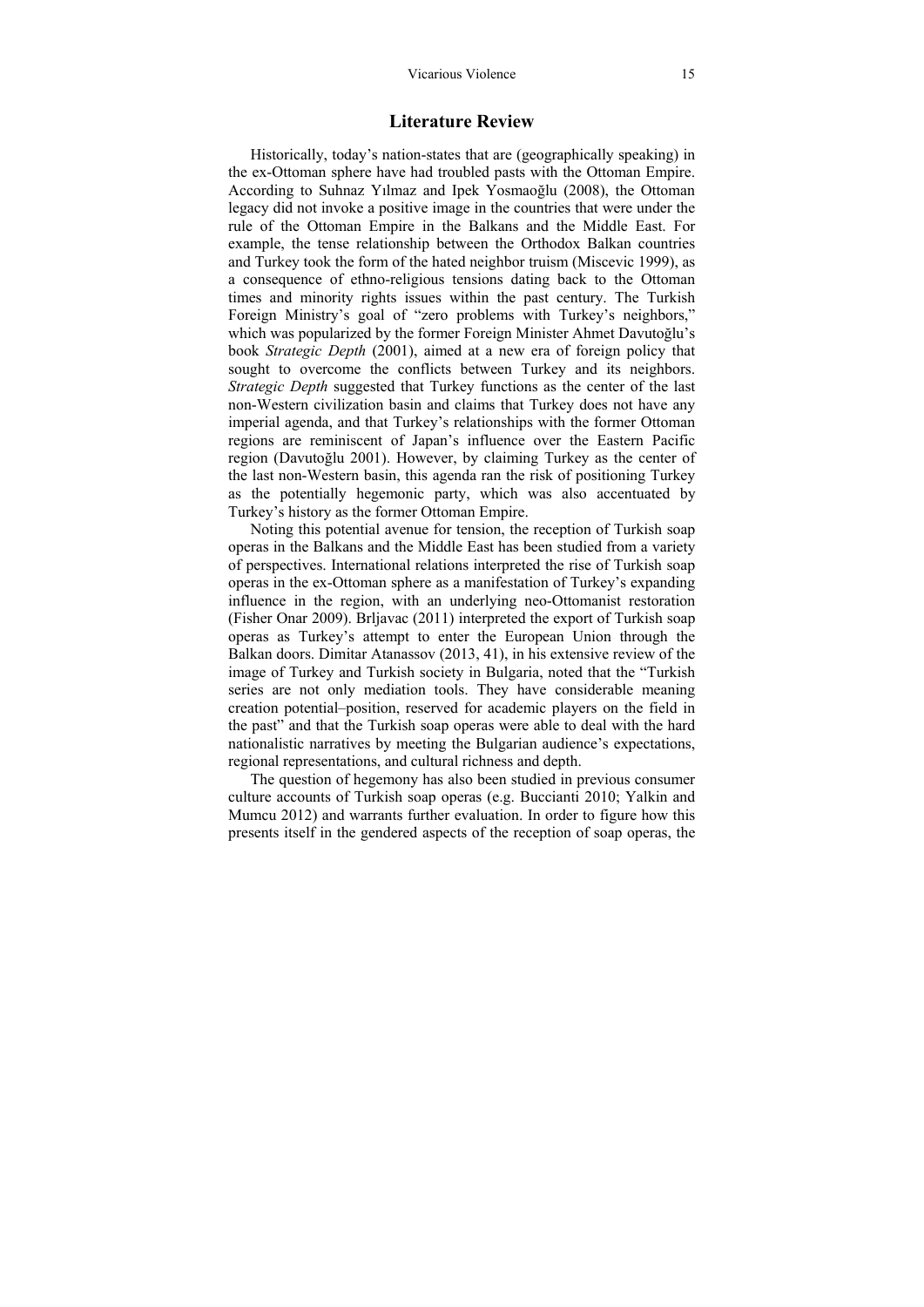## Literature Review

Historically, today's nation-states that are (geographically speaking) in the ex-Ottoman sphere have had troubled pasts with the Ottoman Empire. According to Suhnaz Yılmaz and Ipek Yosmaoğlu (2008), the Ottoman legacy did not invoke a positive image in the countries that were under the rule of the Ottoman Empire in the Balkans and the Middle East. For example, the tense relationship between the Orthodox Balkan countries and Turkey took the form of the hated neighbor truism (Miscevic 1999), as a consequence of ethno-religious tensions dating back to the Ottoman times and minority rights issues within the past century. The Turkish Foreign Ministry's goal of "zero problems with Turkey's neighbors," which was popularized by the former Foreign Minister Ahmet Davutoğlu's book *Strategic Depth* (2001), aimed at a new era of foreign policy that sought to overcome the conflicts between Turkey and its neighbors. *Strategic Depth* suggested that Turkey functions as the center of the last non-Western civilization basin and claims that Turkey does not have any imperial agenda, and that Turkey's relationships with the former Ottoman regions are reminiscent of Japan's influence over the Eastern Pacific region (Davutoğlu 2001). However, by claiming Turkey as the center of the last non-Western basin, this agenda ran the risk of positioning Turkey as the potentially hegemonic party, which was also accentuated by Turkey's history as the former Ottoman Empire.

Noting this potential avenue for tension, the reception of Turkish soap operas in the Balkans and the Middle East has been studied from a variety of perspectives. International relations interpreted the rise of Turkish soap operas in the ex-Ottoman sphere as a manifestation of Turkey's expanding influence in the region, with an underlying neo-Ottomanist restoration (Fisher Onar 2009). Brljavac (2011) interpreted the export of Turkish soap operas as Turkey's attempt to enter the European Union through the Balkan doors. Dimitar Atanassov (2013, 41), in his extensive review of the image of Turkey and Turkish society in Bulgaria, noted that the "Turkish series are not only mediation tools. They have considerable meaning creation potential–position, reserved for academic players on the field in the past" and that the Turkish soap operas were able to deal with the hard nationalistic narratives by meeting the Bulgarian audience's expectations, regional representations, and cultural richness and depth.

The question of hegemony has also been studied in previous consumer culture accounts of Turkish soap operas (e.g. Buccianti 2010; Yalkin and Mumcu 2012) and warrants further evaluation. In order to figure how this presents itself in the gendered aspects of the reception of soap operas, the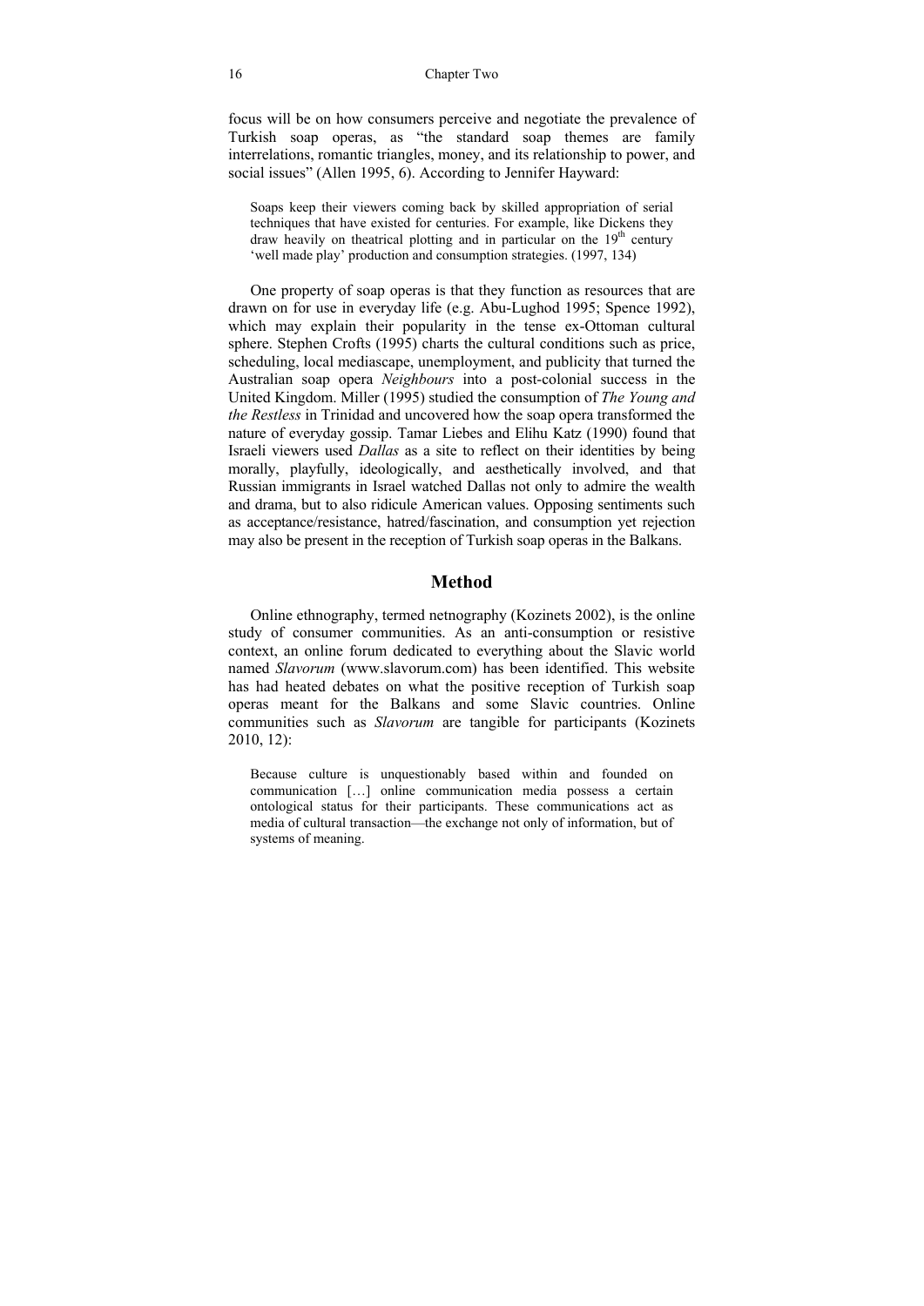focus will be on how consumers perceive and negotiate the prevalence of Turkish soap operas, as "the standard soap themes are family interrelations, romantic triangles, money, and its relationship to power, and social issues" (Allen 1995, 6). According to Jennifer Hayward:

> Soaps keep their viewers coming back by skilled appropriation of serial techniques that have existed for centuries. For example, like Dickens they draw heavily on theatrical plotting and in particular on the 19th century 'well made play' production and consumption strategies. (1997, 134)

One property of soap operas is that they function as resources that are drawn on for use in everyday life (e.g. Abu-Lughod 1995; Spence 1992), which may explain their popularity in the tense ex-Ottoman cultural sphere. Stephen Crofts (1995) charts the cultural conditions such as price, scheduling, local mediascape, unemployment, and publicity that turned the Australian soap opera *Neighbours* into a post-colonial success in the United Kingdom. Miller (1995) studied the consumption of *The Young and the Restless* in Trinidad and uncovered how the soap opera transformed the nature of everyday gossip. Tamar Liebes and Elihu Katz (1990) found that Israeli viewers used *Dallas* as a site to reflect on their identities by being morally, playfully, ideologically, and aesthetically involved, and that Russian immigrants in Israel watched Dallas not only to admire the wealth and drama, but to also ridicule American values. Opposing sentiments such as acceptance/resistance, hatred/fascination, and consumption yet rejection may also be present in the reception of Turkish soap operas in the Balkans.

## Method

Online ethnography, termed netnography (Kozinets 2002), is the online study of consumer communities. As an anti-consumption or resistive context, an online forum dedicated to everything about the Slavic world named *Slavorum* (www.slavorum.com) has been identified. This website has had heated debates on what the positive reception of Turkish soap operas meant for the Balkans and some Slavic countries. Online communities such as *Slavorum* are tangible for participants (Kozinets 2010, 12):

> Because culture is unquestionably based within and founded on communication […] online communication media possess a certain ontological status for their participants. These communications act as media of cultural transaction—the exchange not only of information, but of systems of meaning.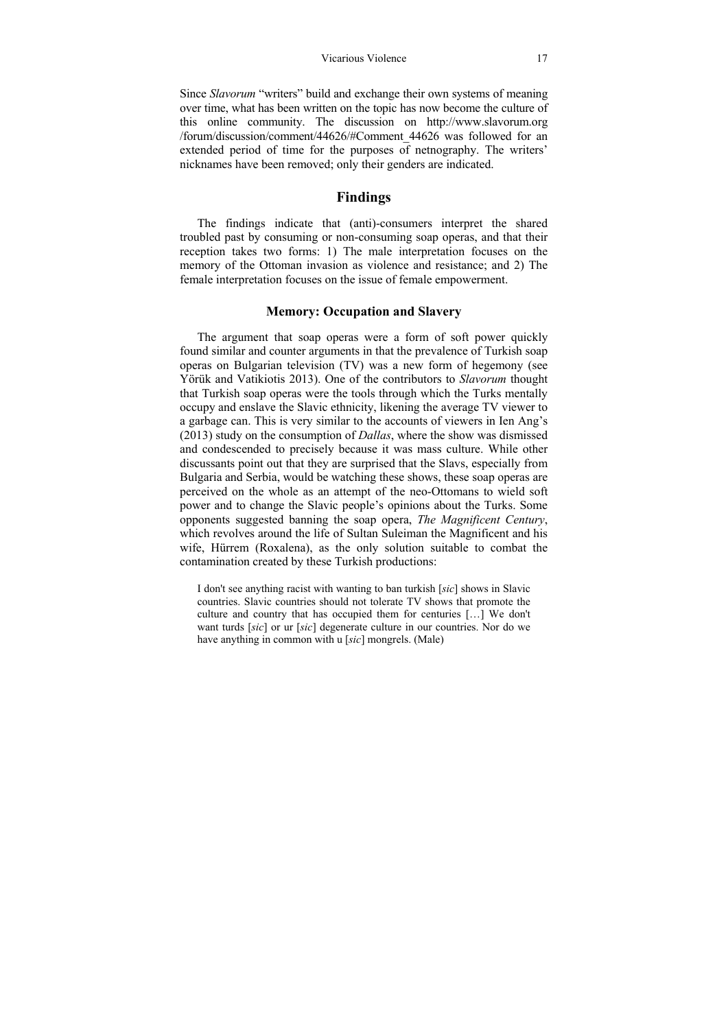Since *Slavorum* "writers" build and exchange their own systems of meaning over time, what has been written on the topic has now become the culture of this online community. The discussion on http://www.slavorum.org /forum/discussion/comment/44626/#Comment_44626 was followed for an extended period of time for the purposes of netnography. The writers' nicknames have been removed; only their genders are indicated.

## Findings

The findings indicate that (anti)-consumers interpret the shared troubled past by consuming or non-consuming soap operas, and that their reception takes two forms: 1) The male interpretation focuses on the memory of the Ottoman invasion as violence and resistance; and 2) The female interpretation focuses on the issue of female empowerment.

### Memory: Occupation and Slavery

The argument that soap operas were a form of soft power quickly found similar and counter arguments in that the prevalence of Turkish soap operas on Bulgarian television (TV) was a new form of hegemony (see Yörük and Vatikiotis 2013). One of the contributors to *Slavorum* thought that Turkish soap operas were the tools through which the Turks mentally occupy and enslave the Slavic ethnicity, likening the average TV viewer to a garbage can. This is very similar to the accounts of viewers in Ien Ang's (2013) study on the consumption of *Dallas*, where the show was dismissed and condescended to precisely because it was mass culture. While other discussants point out that they are surprised that the Slavs, especially from Bulgaria and Serbia, would be watching these shows, these soap operas are perceived on the whole as an attempt of the neo-Ottomans to wield soft power and to change the Slavic people's opinions about the Turks. Some opponents suggested banning the soap opera, *The Magnificent Century*, which revolves around the life of Sultan Suleiman the Magnificent and his wife, Hürrem (Roxalena), as the only solution suitable to combat the contamination created by these Turkish productions:

> I don't see anything racist with wanting to ban turkish [*sic*] shows in Slavic countries. Slavic countries should not tolerate TV shows that promote the culture and country that has occupied them for centuries […] We don't want turds [*sic*] or ur [*sic*] degenerate culture in our countries. Nor do we have anything in common with u [*sic*] mongrels. (Male)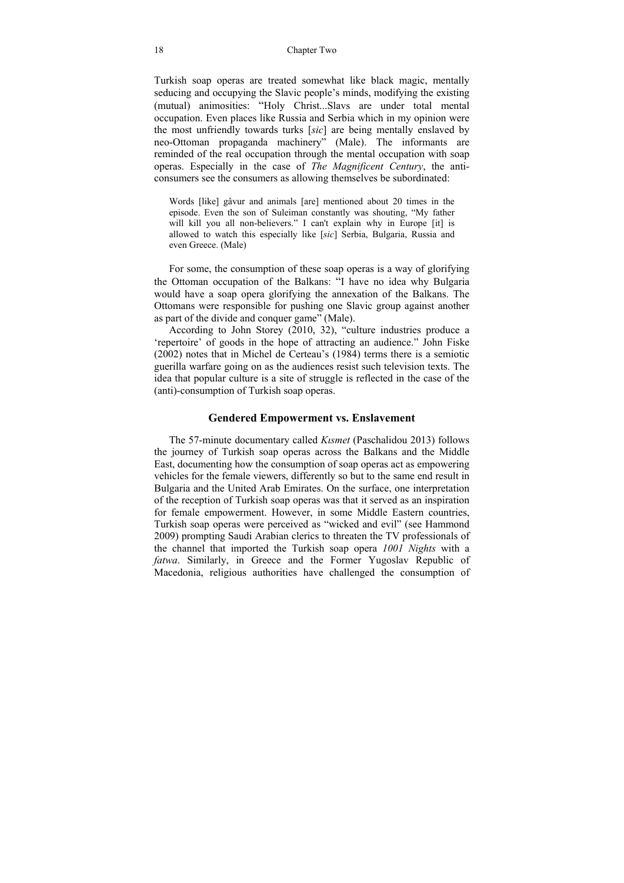Turkish soap operas are treated somewhat like black magic, mentally seducing and occupying the Slavic people's minds, modifying the existing (mutual) animosities: "Holy Christ...Slavs are under total mental occupation. Even places like Russia and Serbia which in my opinion were the most unfriendly towards turks [*sic*] are being mentally enslaved by neo-Ottoman propaganda machinery" (Male). The informants are reminded of the real occupation through the mental occupation with soap operas. Especially in the case of *The Magnificent Century*, the anti-consumers see the consumers as allowing themselves be subordinated:

> Words [like] gâvur and animals [are] mentioned about 20 times in the episode. Even the son of Suleiman constantly was shouting, "My father will kill you all non-believers." I can't explain why in Europe [it] is allowed to watch this especially like [*sic*] Serbia, Bulgaria, Russia and even Greece. (Male)

For some, the consumption of these soap operas is a way of glorifying the Ottoman occupation of the Balkans: "I have no idea why Bulgaria would have a soap opera glorifying the annexation of the Balkans. The Ottomans were responsible for pushing one Slavic group against another as part of the divide and conquer game" (Male).

According to John Storey (2010, 32), "culture industries produce a 'repertoire' of goods in the hope of attracting an audience." John Fiske (2002) notes that in Michel de Certeau's (1984) terms there is a semiotic guerilla warfare going on as the audiences resist such television texts. The idea that popular culture is a site of struggle is reflected in the case of the (anti)-consumption of Turkish soap operas.

## Gendered Empowerment vs. Enslavement

The 57-minute documentary called *Kısmet* (Paschalidou 2013) follows the journey of Turkish soap operas across the Balkans and the Middle East, documenting how the consumption of soap operas act as empowering vehicles for the female viewers, differently so but to the same end result in Bulgaria and the United Arab Emirates. On the surface, one interpretation of the reception of Turkish soap operas was that it served as an inspiration for female empowerment. However, in some Middle Eastern countries, Turkish soap operas were perceived as "wicked and evil" (see Hammond 2009) prompting Saudi Arabian clerics to threaten the TV professionals of the channel that imported the Turkish soap opera *1001 Nights* with a *fatwa*. Similarly, in Greece and the Former Yugoslav Republic of Macedonia, religious authorities have challenged the consumption of